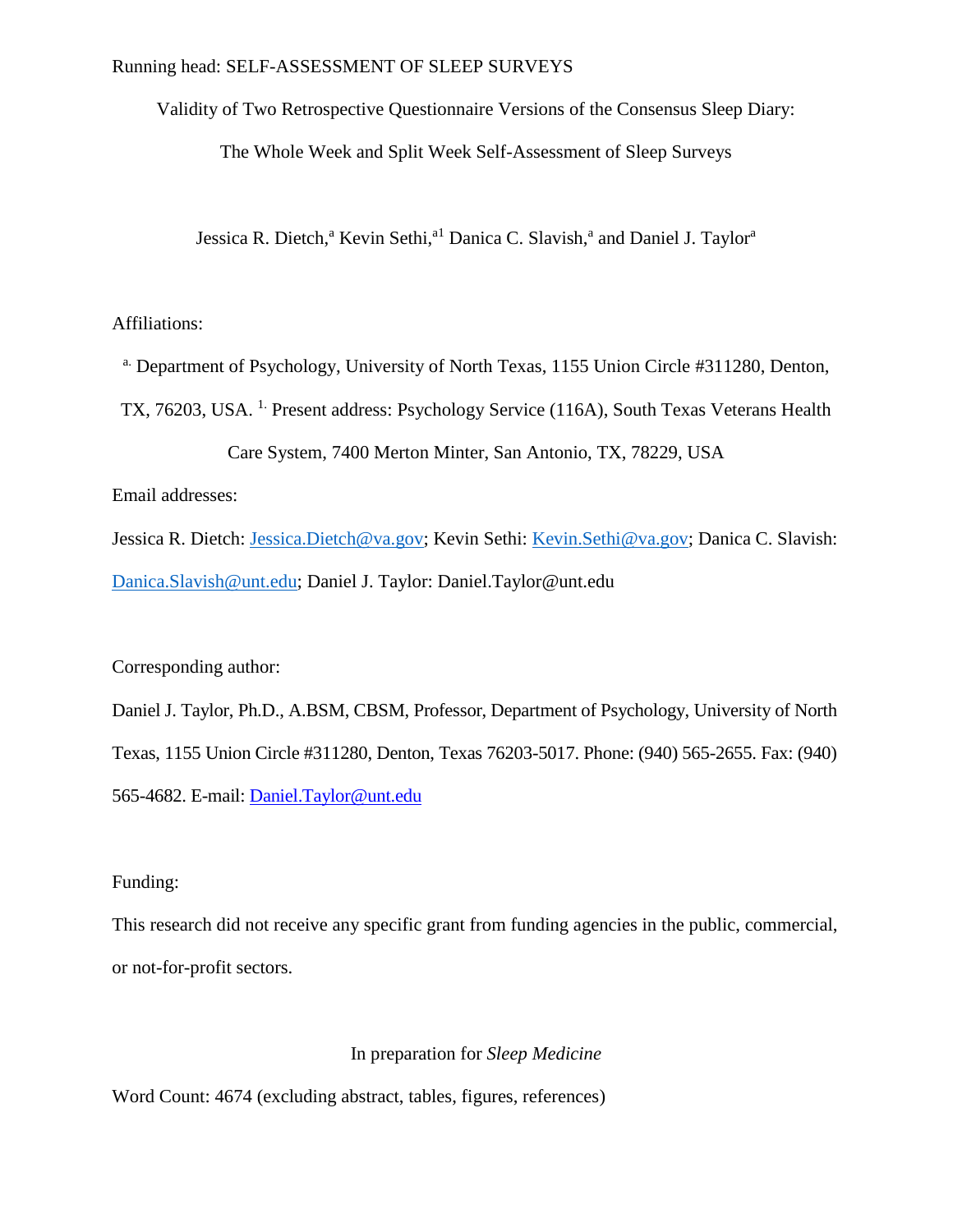Running head: SELF-ASSESSMENT OF SLEEP SURVEYS

# Validity of Two Retrospective Questionnaire Versions of the Consensus Sleep Diary: The Whole Week and Split Week Self-Assessment of Sleep Surveys

Jessica R. Dietch,[a] Kevin Sethi,[a1] Danica C. Slavish,[a] and Daniel J. Taylor[a]

Affiliations:

[a.] Department of Psychology, University of North Texas, 1155 Union Circle #311280, Denton, TX, 76203, USA. [1.] Present address: Psychology Service (116A), South Texas Veterans Health Care System, 7400 Merton Minter, San Antonio, TX, 78229, USA

Email addresses:

Jessica R. Dietch: Jessica.Dietch@va.gov; Kevin Sethi: Kevin.Sethi@va.gov; Danica C. Slavish: Danica.Slavish@unt.edu; Daniel J. Taylor: Daniel.Taylor@unt.edu

Corresponding author:

Daniel J. Taylor, Ph.D., A.BSM, CBSM, Professor, Department of Psychology, University of North Texas, 1155 Union Circle #311280, Denton, Texas 76203-5017. Phone: (940) 565-2655. Fax: (940) 565-4682. E-mail: Daniel.Taylor@unt.edu

Funding:

This research did not receive any specific grant from funding agencies in the public, commercial, or not-for-profit sectors.

In preparation for *Sleep Medicine*

Word Count: 4674 (excluding abstract, tables, figures, references)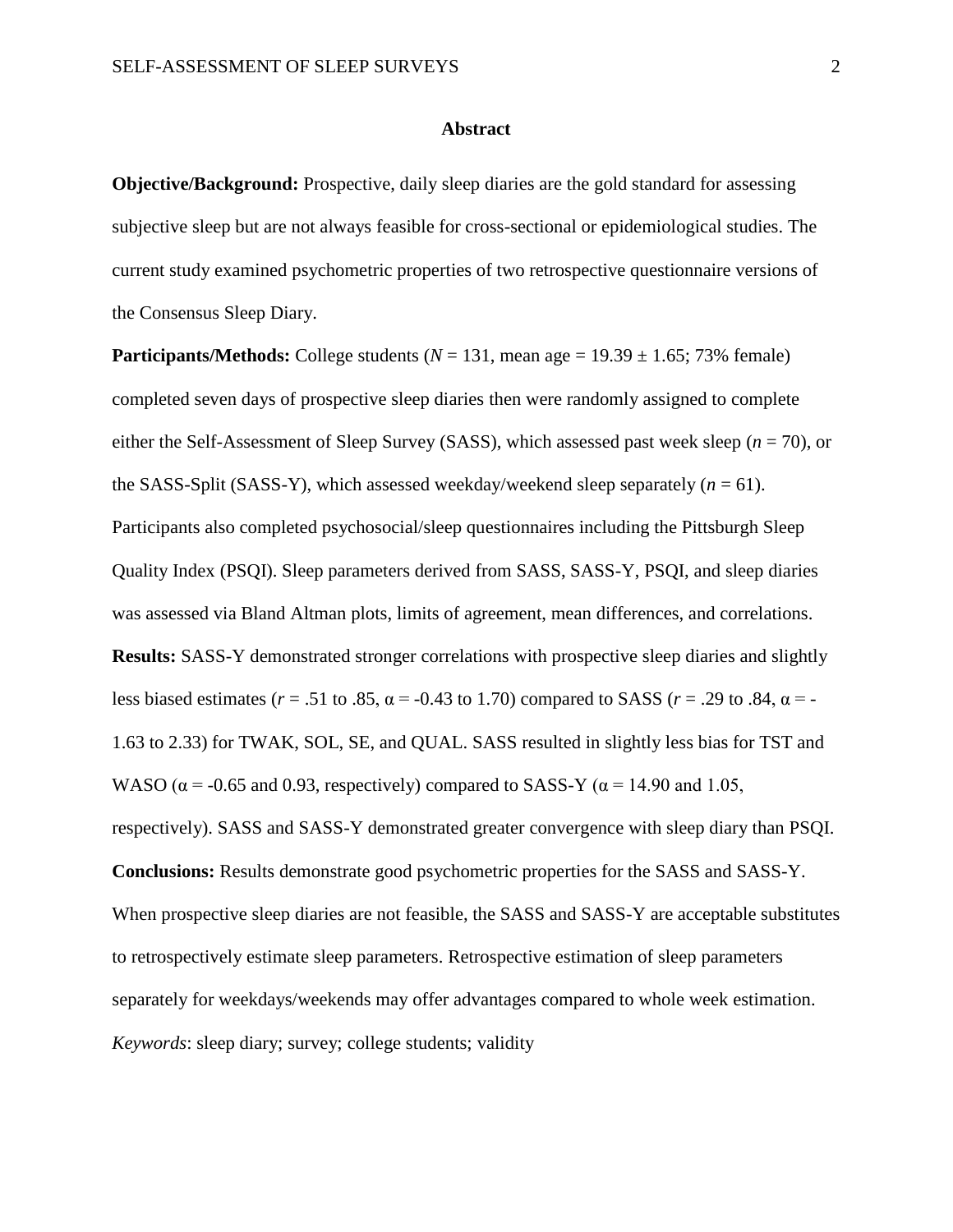## Abstract

**Objective/Background:** Prospective, daily sleep diaries are the gold standard for assessing subjective sleep but are not always feasible for cross-sectional or epidemiological studies. The current study examined psychometric properties of two retrospective questionnaire versions of the Consensus Sleep Diary.

**Participants/Methods:** College students ($N = 131$, mean age $= 19.39 \pm 1.65$; 73% female) completed seven days of prospective sleep diaries then were randomly assigned to complete either the Self-Assessment of Sleep Survey (SASS), which assessed past week sleep ($n = 70$), or the SASS-Split (SASS-Y), which assessed weekday/weekend sleep separately ($n = 61$). Participants also completed psychosocial/sleep questionnaires including the Pittsburgh Sleep Quality Index (PSQI). Sleep parameters derived from SASS, SASS-Y, PSQI, and sleep diaries was assessed via Bland Altman plots, limits of agreement, mean differences, and correlations.

**Results:** SASS-Y demonstrated stronger correlations with prospective sleep diaries and slightly less biased estimates ($r = .51$ to $.85$, $\alpha = -0.43$ to $1.70$) compared to SASS ($r = .29$ to $.84$, $\alpha = -1.63$ to $2.33$) for TWAK, SOL, SE, and QUAL. SASS resulted in slightly less bias for TST and WASO ($\alpha = -0.65$ and $0.93$, respectively) compared to SASS-Y ($\alpha = 14.90$ and $1.05$, respectively). SASS and SASS-Y demonstrated greater convergence with sleep diary than PSQI.

**Conclusions:** Results demonstrate good psychometric properties for the SASS and SASS-Y. When prospective sleep diaries are not feasible, the SASS and SASS-Y are acceptable substitutes to retrospectively estimate sleep parameters. Retrospective estimation of sleep parameters separately for weekdays/weekends may offer advantages compared to whole week estimation.

*Keywords*: sleep diary; survey; college students; validity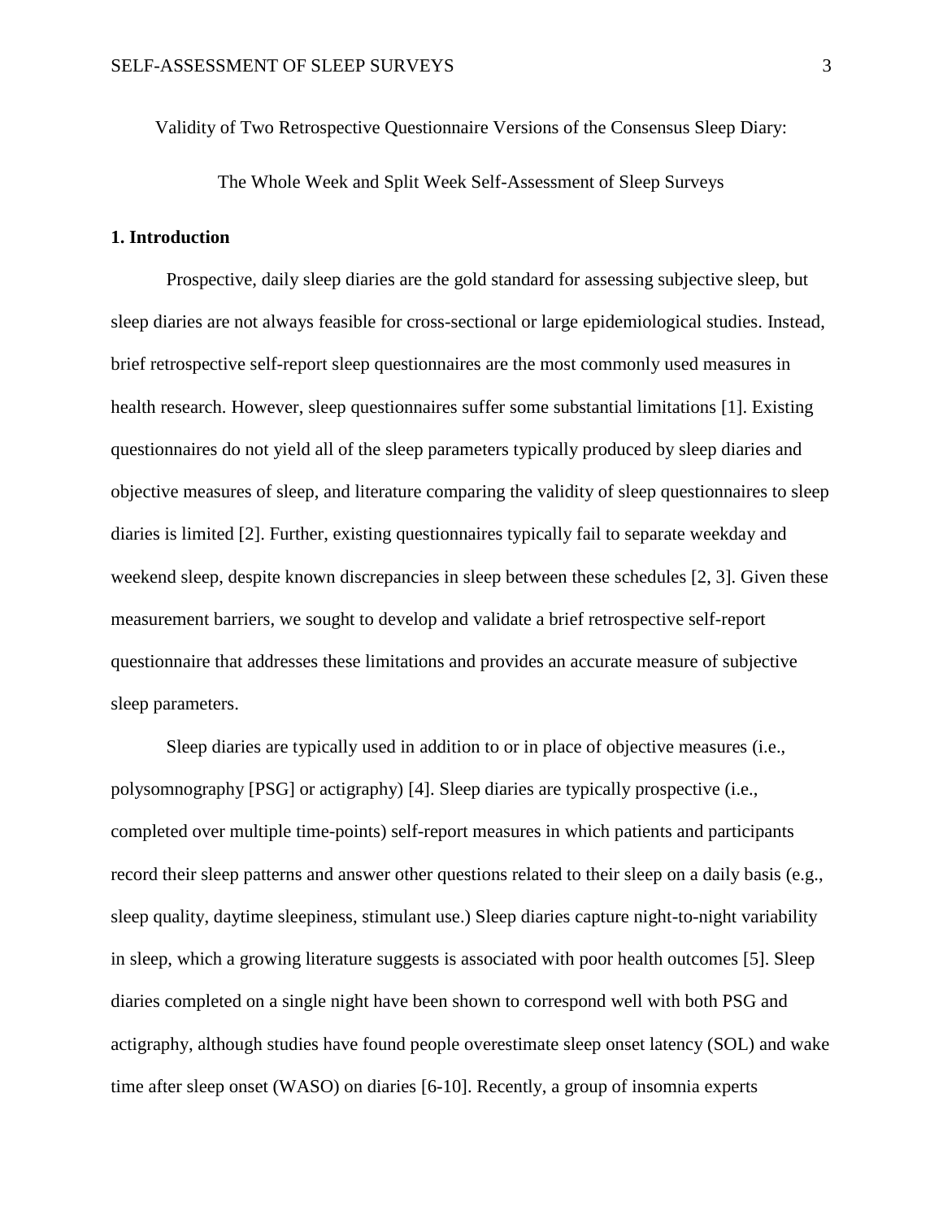Validity of Two Retrospective Questionnaire Versions of the Consensus Sleep Diary:

The Whole Week and Split Week Self-Assessment of Sleep Surveys

## 1. Introduction

Prospective, daily sleep diaries are the gold standard for assessing subjective sleep, but sleep diaries are not always feasible for cross-sectional or large epidemiological studies. Instead, brief retrospective self-report sleep questionnaires are the most commonly used measures in health research. However, sleep questionnaires suffer some substantial limitations [1]. Existing questionnaires do not yield all of the sleep parameters typically produced by sleep diaries and objective measures of sleep, and literature comparing the validity of sleep questionnaires to sleep diaries is limited [2]. Further, existing questionnaires typically fail to separate weekday and weekend sleep, despite known discrepancies in sleep between these schedules [2, 3]. Given these measurement barriers, we sought to develop and validate a brief retrospective self-report questionnaire that addresses these limitations and provides an accurate measure of subjective sleep parameters.

Sleep diaries are typically used in addition to or in place of objective measures (i.e., polysomnography [PSG] or actigraphy) [4]. Sleep diaries are typically prospective (i.e., completed over multiple time-points) self-report measures in which patients and participants record their sleep patterns and answer other questions related to their sleep on a daily basis (e.g., sleep quality, daytime sleepiness, stimulant use.) Sleep diaries capture night-to-night variability in sleep, which a growing literature suggests is associated with poor health outcomes [5]. Sleep diaries completed on a single night have been shown to correspond well with both PSG and actigraphy, although studies have found people overestimate sleep onset latency (SOL) and wake time after sleep onset (WASO) on diaries [6-10]. Recently, a group of insomnia experts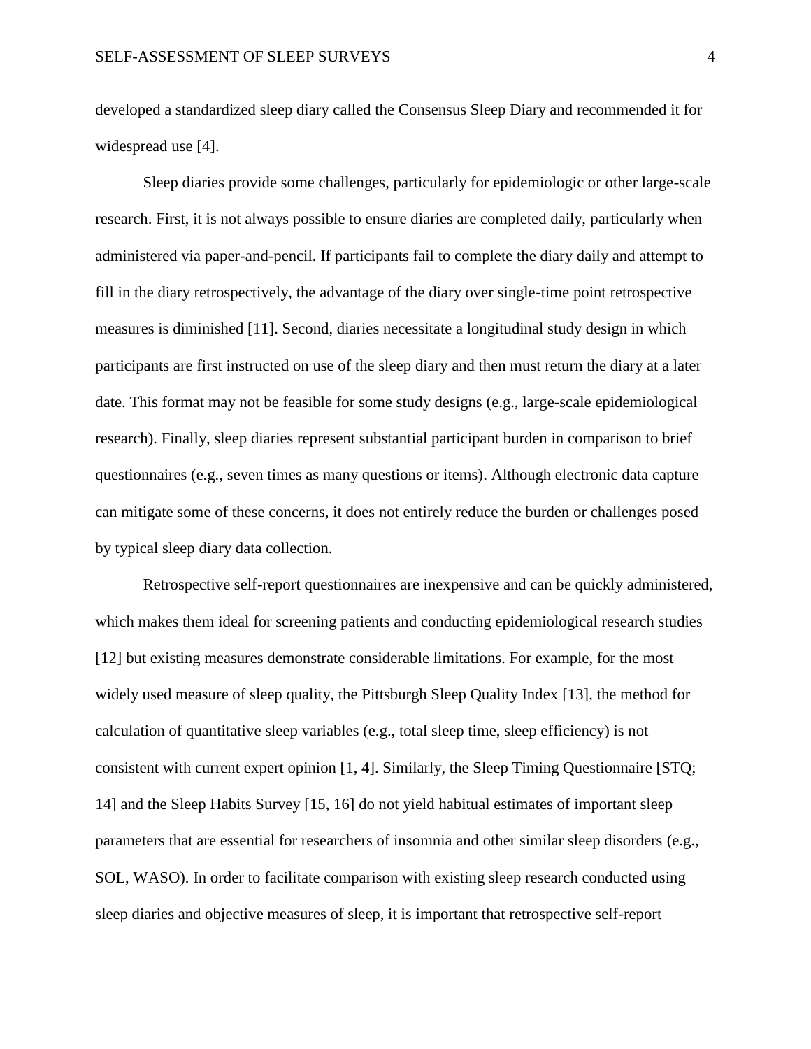developed a standardized sleep diary called the Consensus Sleep Diary and recommended it for widespread use [4].

Sleep diaries provide some challenges, particularly for epidemiologic or other large-scale research. First, it is not always possible to ensure diaries are completed daily, particularly when administered via paper-and-pencil. If participants fail to complete the diary daily and attempt to fill in the diary retrospectively, the advantage of the diary over single-time point retrospective measures is diminished [11]. Second, diaries necessitate a longitudinal study design in which participants are first instructed on use of the sleep diary and then must return the diary at a later date. This format may not be feasible for some study designs (e.g., large-scale epidemiological research). Finally, sleep diaries represent substantial participant burden in comparison to brief questionnaires (e.g., seven times as many questions or items). Although electronic data capture can mitigate some of these concerns, it does not entirely reduce the burden or challenges posed by typical sleep diary data collection.

Retrospective self-report questionnaires are inexpensive and can be quickly administered, which makes them ideal for screening patients and conducting epidemiological research studies [12] but existing measures demonstrate considerable limitations. For example, for the most widely used measure of sleep quality, the Pittsburgh Sleep Quality Index [13], the method for calculation of quantitative sleep variables (e.g., total sleep time, sleep efficiency) is not consistent with current expert opinion [1, 4]. Similarly, the Sleep Timing Questionnaire [STQ; 14] and the Sleep Habits Survey [15, 16] do not yield habitual estimates of important sleep parameters that are essential for researchers of insomnia and other similar sleep disorders (e.g., SOL, WASO). In order to facilitate comparison with existing sleep research conducted using sleep diaries and objective measures of sleep, it is important that retrospective self-report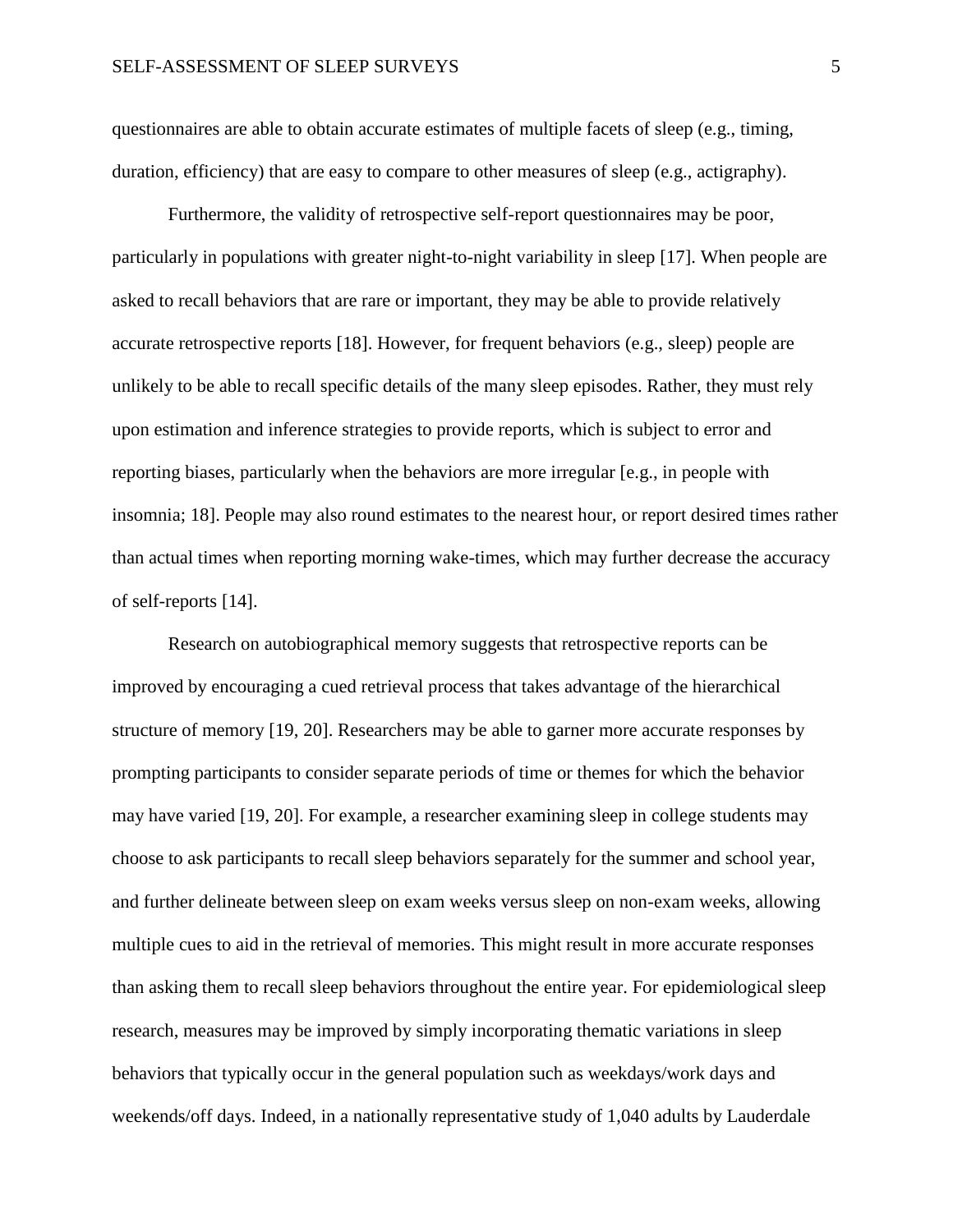questionnaires are able to obtain accurate estimates of multiple facets of sleep (e.g., timing, duration, efficiency) that are easy to compare to other measures of sleep (e.g., actigraphy).

Furthermore, the validity of retrospective self-report questionnaires may be poor, particularly in populations with greater night-to-night variability in sleep [17]. When people are asked to recall behaviors that are rare or important, they may be able to provide relatively accurate retrospective reports [18]. However, for frequent behaviors (e.g., sleep) people are unlikely to be able to recall specific details of the many sleep episodes. Rather, they must rely upon estimation and inference strategies to provide reports, which is subject to error and reporting biases, particularly when the behaviors are more irregular [e.g., in people with insomnia; 18]. People may also round estimates to the nearest hour, or report desired times rather than actual times when reporting morning wake-times, which may further decrease the accuracy of self-reports [14].

Research on autobiographical memory suggests that retrospective reports can be improved by encouraging a cued retrieval process that takes advantage of the hierarchical structure of memory [19, 20]. Researchers may be able to garner more accurate responses by prompting participants to consider separate periods of time or themes for which the behavior may have varied [19, 20]. For example, a researcher examining sleep in college students may choose to ask participants to recall sleep behaviors separately for the summer and school year, and further delineate between sleep on exam weeks versus sleep on non-exam weeks, allowing multiple cues to aid in the retrieval of memories. This might result in more accurate responses than asking them to recall sleep behaviors throughout the entire year. For epidemiological sleep research, measures may be improved by simply incorporating thematic variations in sleep behaviors that typically occur in the general population such as weekdays/work days and weekends/off days. Indeed, in a nationally representative study of 1,040 adults by Lauderdale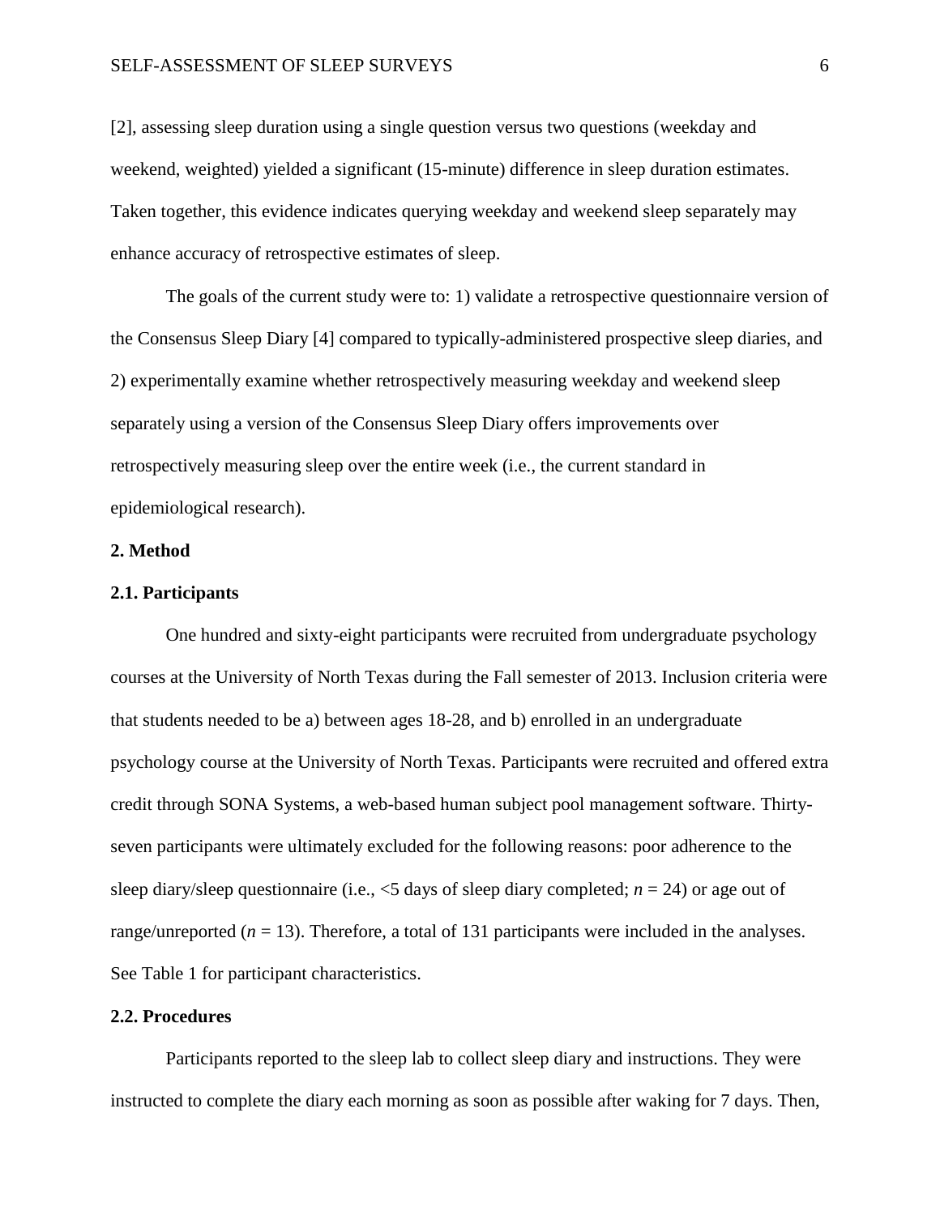[2], assessing sleep duration using a single question versus two questions (weekday and weekend, weighted) yielded a significant (15-minute) difference in sleep duration estimates. Taken together, this evidence indicates querying weekday and weekend sleep separately may enhance accuracy of retrospective estimates of sleep.

The goals of the current study were to: 1) validate a retrospective questionnaire version of the Consensus Sleep Diary [4] compared to typically-administered prospective sleep diaries, and 2) experimentally examine whether retrospectively measuring weekday and weekend sleep separately using a version of the Consensus Sleep Diary offers improvements over retrospectively measuring sleep over the entire week (i.e., the current standard in epidemiological research).

## 2. Method

### 2.1. Participants

One hundred and sixty-eight participants were recruited from undergraduate psychology courses at the University of North Texas during the Fall semester of 2013. Inclusion criteria were that students needed to be a) between ages 18-28, and b) enrolled in an undergraduate psychology course at the University of North Texas. Participants were recruited and offered extra credit through SONA Systems, a web-based human subject pool management software. Thirty-seven participants were ultimately excluded for the following reasons: poor adherence to the sleep diary/sleep questionnaire (i.e., <5 days of sleep diary completed; $n = 24$) or age out of range/unreported ($n = 13$). Therefore, a total of 131 participants were included in the analyses. See Table 1 for participant characteristics.

### 2.2. Procedures

Participants reported to the sleep lab to collect sleep diary and instructions. They were instructed to complete the diary each morning as soon as possible after waking for 7 days. Then,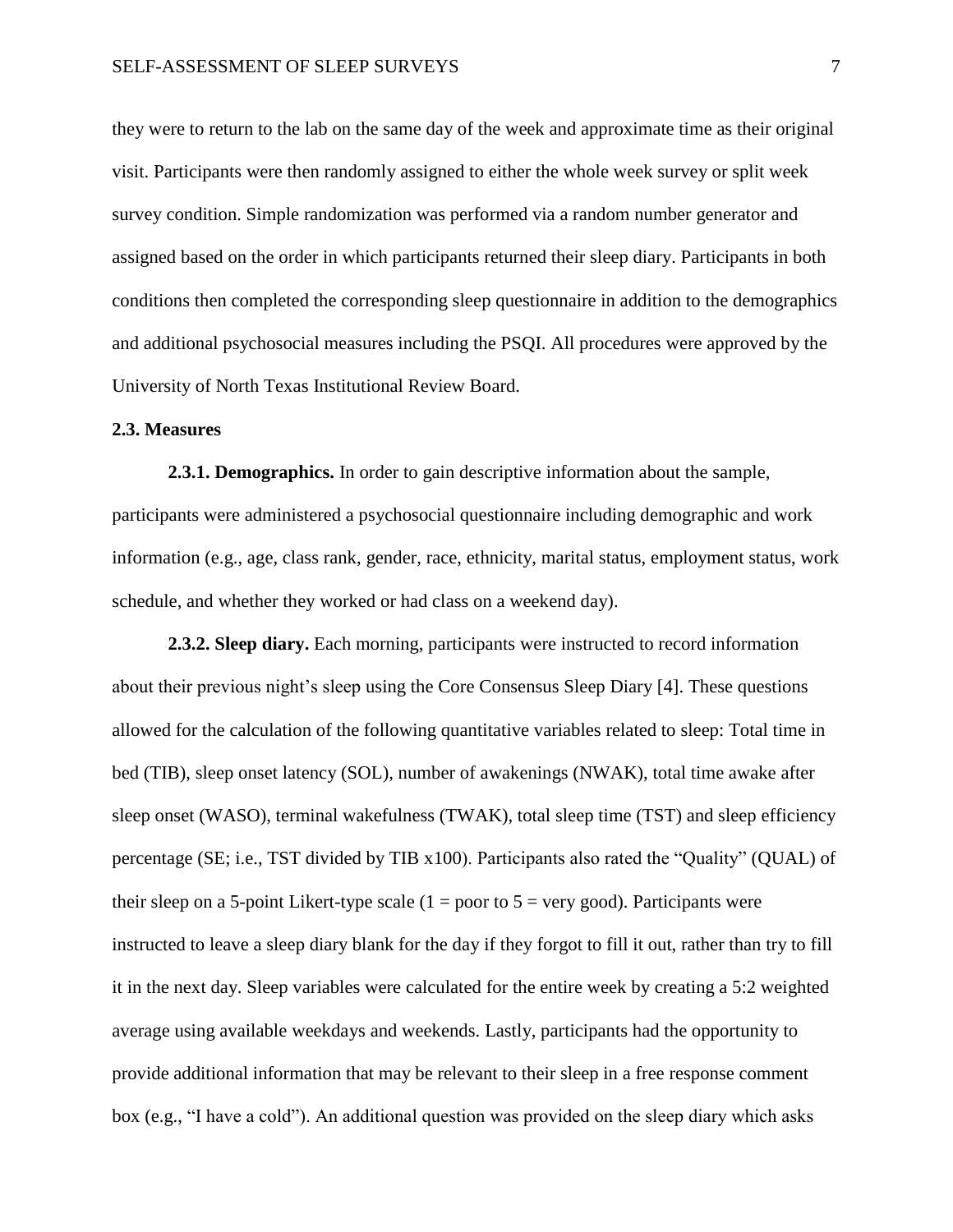they were to return to the lab on the same day of the week and approximate time as their original visit. Participants were then randomly assigned to either the whole week survey or split week survey condition. Simple randomization was performed via a random number generator and assigned based on the order in which participants returned their sleep diary. Participants in both conditions then completed the corresponding sleep questionnaire in addition to the demographics and additional psychosocial measures including the PSQI. All procedures were approved by the University of North Texas Institutional Review Board.

### 2.3. Measures

**2.3.1. Demographics.** In order to gain descriptive information about the sample, participants were administered a psychosocial questionnaire including demographic and work information (e.g., age, class rank, gender, race, ethnicity, marital status, employment status, work schedule, and whether they worked or had class on a weekend day).

**2.3.2. Sleep diary.** Each morning, participants were instructed to record information about their previous night's sleep using the Core Consensus Sleep Diary [4]. These questions allowed for the calculation of the following quantitative variables related to sleep: Total time in bed (TIB), sleep onset latency (SOL), number of awakenings (NWAK), total time awake after sleep onset (WASO), terminal wakefulness (TWAK), total sleep time (TST) and sleep efficiency percentage (SE; i.e., TST divided by TIB x100). Participants also rated the "Quality" (QUAL) of their sleep on a 5-point Likert-type scale (1 = poor to 5 = very good). Participants were instructed to leave a sleep diary blank for the day if they forgot to fill it out, rather than try to fill it in the next day. Sleep variables were calculated for the entire week by creating a 5:2 weighted average using available weekdays and weekends. Lastly, participants had the opportunity to provide additional information that may be relevant to their sleep in a free response comment box (e.g., "I have a cold"). An additional question was provided on the sleep diary which asks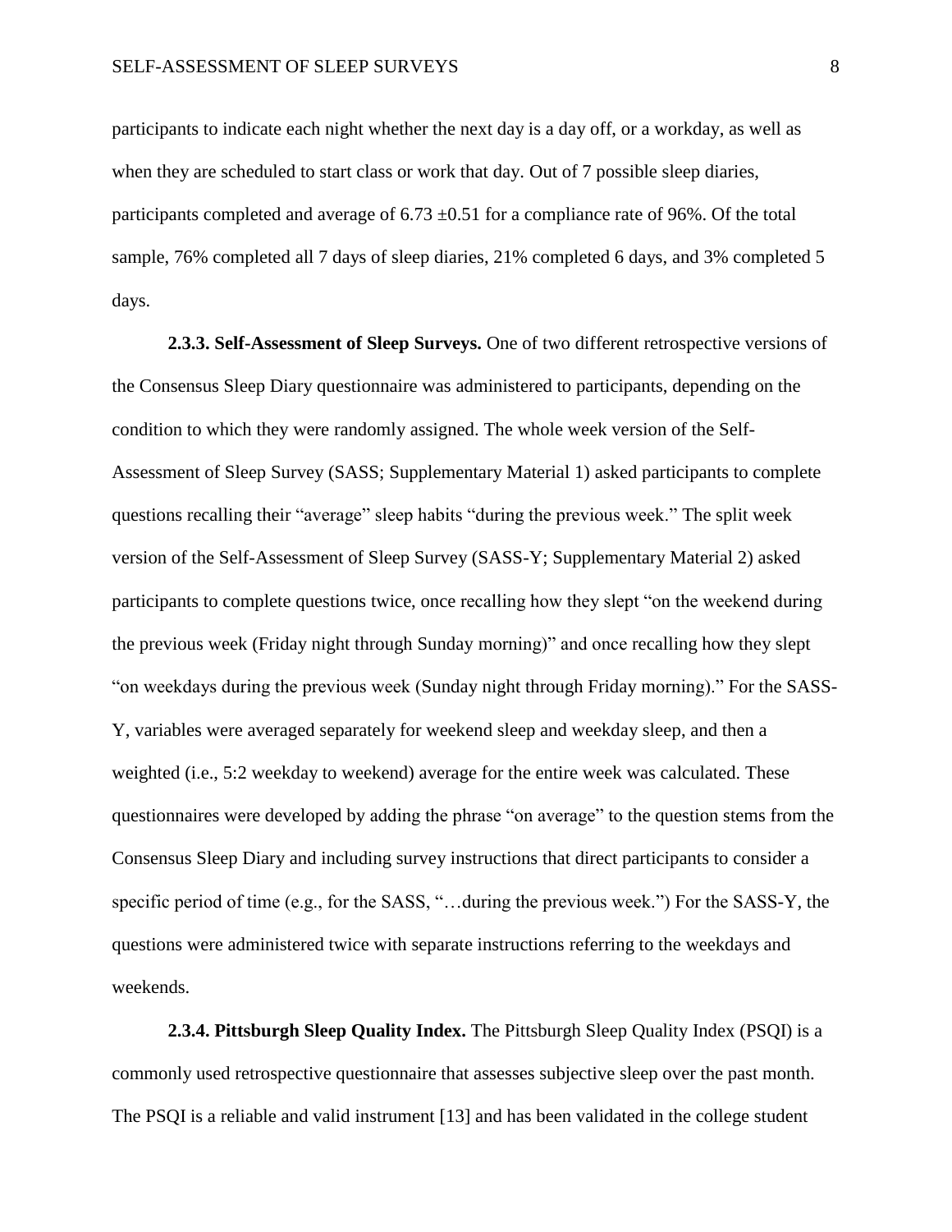participants to indicate each night whether the next day is a day off, or a workday, as well as when they are scheduled to start class or work that day. Out of 7 possible sleep diaries, participants completed and average of $6.73 \pm 0.51$ for a compliance rate of 96%. Of the total sample, 76% completed all 7 days of sleep diaries, 21% completed 6 days, and 3% completed 5 days.

**2.3.3. Self-Assessment of Sleep Surveys.** One of two different retrospective versions of the Consensus Sleep Diary questionnaire was administered to participants, depending on the condition to which they were randomly assigned. The whole week version of the Self-Assessment of Sleep Survey (SASS; Supplementary Material 1) asked participants to complete questions recalling their "average" sleep habits "during the previous week." The split week version of the Self-Assessment of Sleep Survey (SASS-Y; Supplementary Material 2) asked participants to complete questions twice, once recalling how they slept "on the weekend during the previous week (Friday night through Sunday morning)" and once recalling how they slept "on weekdays during the previous week (Sunday night through Friday morning)." For the SASS-Y, variables were averaged separately for weekend sleep and weekday sleep, and then a weighted (i.e., 5:2 weekday to weekend) average for the entire week was calculated. These questionnaires were developed by adding the phrase "on average" to the question stems from the Consensus Sleep Diary and including survey instructions that direct participants to consider a specific period of time (e.g., for the SASS, "…during the previous week.") For the SASS-Y, the questions were administered twice with separate instructions referring to the weekdays and weekends.

**2.3.4. Pittsburgh Sleep Quality Index.** The Pittsburgh Sleep Quality Index (PSQI) is a commonly used retrospective questionnaire that assesses subjective sleep over the past month. The PSQI is a reliable and valid instrument [13] and has been validated in the college student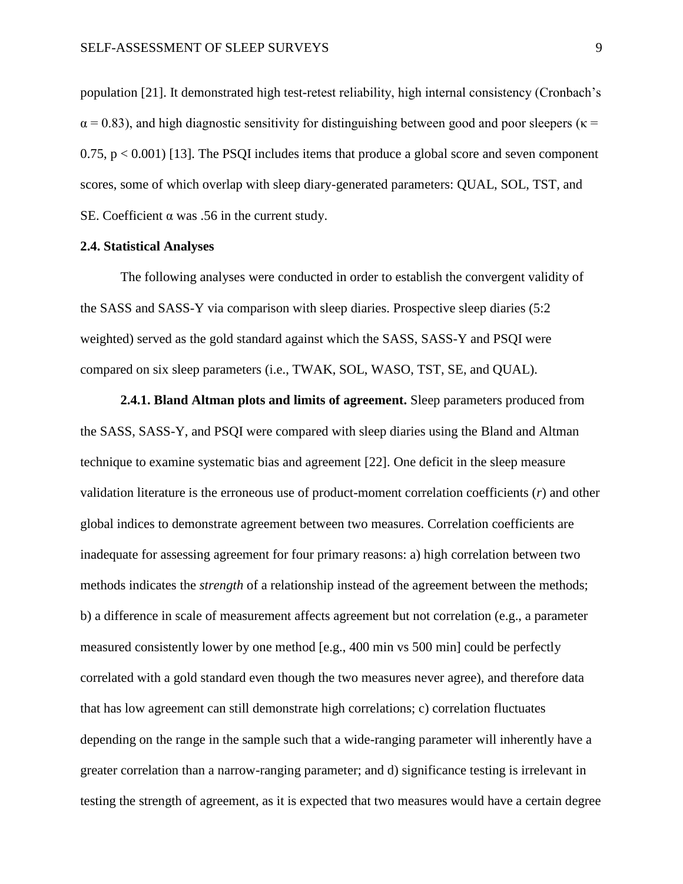population [21]. It demonstrated high test-retest reliability, high internal consistency (Cronbach's $\alpha = 0.83$), and high diagnostic sensitivity for distinguishing between good and poor sleepers ($\kappa = 0.75$, $p < 0.001$) [13]. The PSQI includes items that produce a global score and seven component scores, some of which overlap with sleep diary-generated parameters: QUAL, SOL, TST, and SE. Coefficient $\alpha$ was .56 in the current study.

### 2.4. Statistical Analyses

The following analyses were conducted in order to establish the convergent validity of the SASS and SASS-Y via comparison with sleep diaries. Prospective sleep diaries (5:2 weighted) served as the gold standard against which the SASS, SASS-Y and PSQI were compared on six sleep parameters (i.e., TWAK, SOL, WASO, TST, SE, and QUAL).

**2.4.1. Bland Altman plots and limits of agreement.** Sleep parameters produced from the SASS, SASS-Y, and PSQI were compared with sleep diaries using the Bland and Altman technique to examine systematic bias and agreement [22]. One deficit in the sleep measure validation literature is the erroneous use of product-moment correlation coefficients ($r$) and other global indices to demonstrate agreement between two measures. Correlation coefficients are inadequate for assessing agreement for four primary reasons: a) high correlation between two methods indicates the *strength* of a relationship instead of the agreement between the methods; b) a difference in scale of measurement affects agreement but not correlation (e.g., a parameter measured consistently lower by one method [e.g., 400 min vs 500 min] could be perfectly correlated with a gold standard even though the two measures never agree), and therefore data that has low agreement can still demonstrate high correlations; c) correlation fluctuates depending on the range in the sample such that a wide-ranging parameter will inherently have a greater correlation than a narrow-ranging parameter; and d) significance testing is irrelevant in testing the strength of agreement, as it is expected that two measures would have a certain degree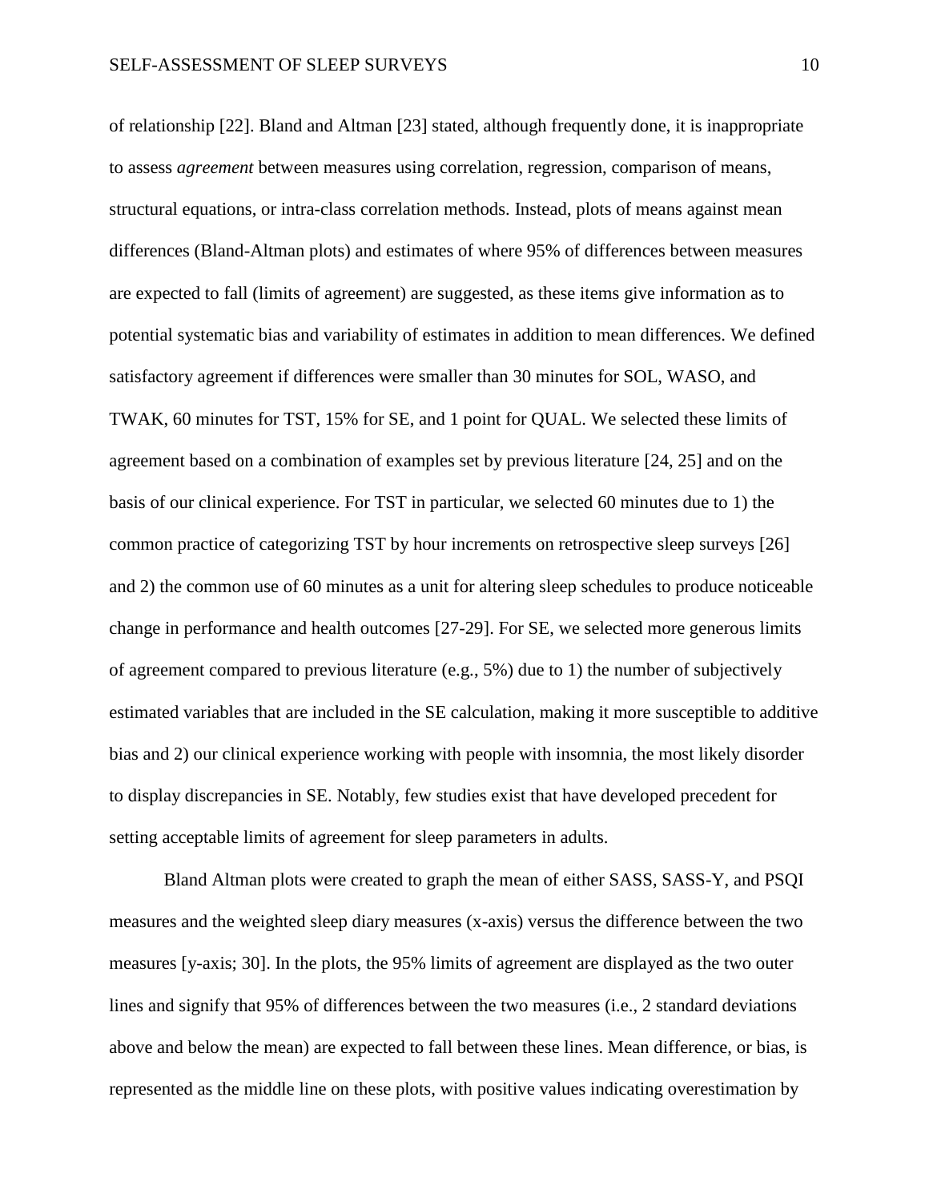of relationship [22]. Bland and Altman [23] stated, although frequently done, it is inappropriate to assess *agreement* between measures using correlation, regression, comparison of means, structural equations, or intra-class correlation methods. Instead, plots of means against mean differences (Bland-Altman plots) and estimates of where 95% of differences between measures are expected to fall (limits of agreement) are suggested, as these items give information as to potential systematic bias and variability of estimates in addition to mean differences. We defined satisfactory agreement if differences were smaller than 30 minutes for SOL, WASO, and TWAK, 60 minutes for TST, 15% for SE, and 1 point for QUAL. We selected these limits of agreement based on a combination of examples set by previous literature [24, 25] and on the basis of our clinical experience. For TST in particular, we selected 60 minutes due to 1) the common practice of categorizing TST by hour increments on retrospective sleep surveys [26] and 2) the common use of 60 minutes as a unit for altering sleep schedules to produce noticeable change in performance and health outcomes [27-29]. For SE, we selected more generous limits of agreement compared to previous literature (e.g., 5%) due to 1) the number of subjectively estimated variables that are included in the SE calculation, making it more susceptible to additive bias and 2) our clinical experience working with people with insomnia, the most likely disorder to display discrepancies in SE. Notably, few studies exist that have developed precedent for setting acceptable limits of agreement for sleep parameters in adults.

Bland Altman plots were created to graph the mean of either SASS, SASS-Y, and PSQI measures and the weighted sleep diary measures (x-axis) versus the difference between the two measures [y-axis; 30]. In the plots, the 95% limits of agreement are displayed as the two outer lines and signify that 95% of differences between the two measures (i.e., 2 standard deviations above and below the mean) are expected to fall between these lines. Mean difference, or bias, is represented as the middle line on these plots, with positive values indicating overestimation by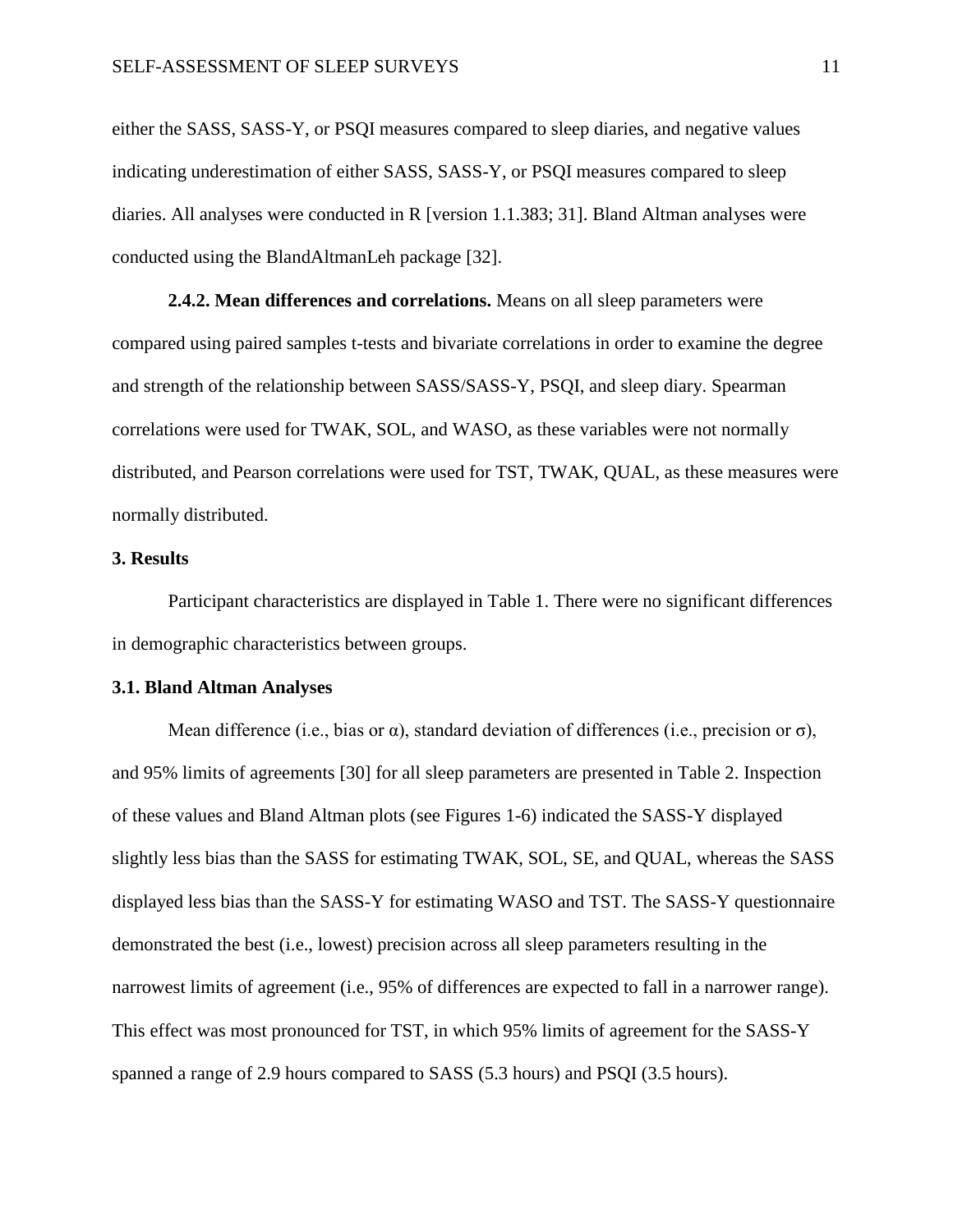either the SASS, SASS-Y, or PSQI measures compared to sleep diaries, and negative values indicating underestimation of either SASS, SASS-Y, or PSQI measures compared to sleep diaries. All analyses were conducted in R [version 1.1.383; 31]. Bland Altman analyses were conducted using the BlandAltmanLeh package [32].

**2.4.2. Mean differences and correlations.** Means on all sleep parameters were compared using paired samples t-tests and bivariate correlations in order to examine the degree and strength of the relationship between SASS/SASS-Y, PSQI, and sleep diary. Spearman correlations were used for TWAK, SOL, and WASO, as these variables were not normally distributed, and Pearson correlations were used for TST, TWAK, QUAL, as these measures were normally distributed.

## 3. Results

Participant characteristics are displayed in Table 1. There were no significant differences in demographic characteristics between groups.

### 3.1. Bland Altman Analyses

Mean difference (i.e., bias or α), standard deviation of differences (i.e., precision or σ), and 95% limits of agreements [30] for all sleep parameters are presented in Table 2. Inspection of these values and Bland Altman plots (see Figures 1-6) indicated the SASS-Y displayed slightly less bias than the SASS for estimating TWAK, SOL, SE, and QUAL, whereas the SASS displayed less bias than the SASS-Y for estimating WASO and TST. The SASS-Y questionnaire demonstrated the best (i.e., lowest) precision across all sleep parameters resulting in the narrowest limits of agreement (i.e., 95% of differences are expected to fall in a narrower range). This effect was most pronounced for TST, in which 95% limits of agreement for the SASS-Y spanned a range of 2.9 hours compared to SASS (5.3 hours) and PSQI (3.5 hours).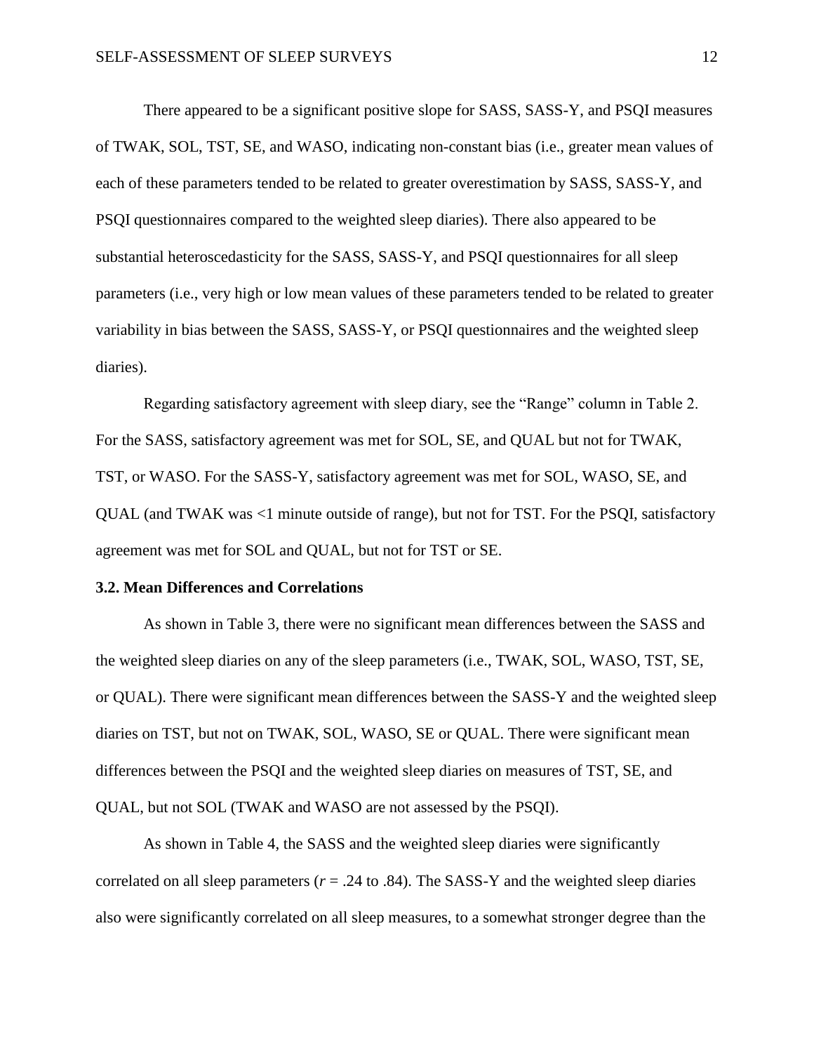There appeared to be a significant positive slope for SASS, SASS-Y, and PSQI measures of TWAK, SOL, TST, SE, and WASO, indicating non-constant bias (i.e., greater mean values of each of these parameters tended to be related to greater overestimation by SASS, SASS-Y, and PSQI questionnaires compared to the weighted sleep diaries). There also appeared to be substantial heteroscedasticity for the SASS, SASS-Y, and PSQI questionnaires for all sleep parameters (i.e., very high or low mean values of these parameters tended to be related to greater variability in bias between the SASS, SASS-Y, or PSQI questionnaires and the weighted sleep diaries).

Regarding satisfactory agreement with sleep diary, see the "Range" column in Table 2. For the SASS, satisfactory agreement was met for SOL, SE, and QUAL but not for TWAK, TST, or WASO. For the SASS-Y, satisfactory agreement was met for SOL, WASO, SE, and QUAL (and TWAK was <1 minute outside of range), but not for TST. For the PSQI, satisfactory agreement was met for SOL and QUAL, but not for TST or SE.

### 3.2. Mean Differences and Correlations

As shown in Table 3, there were no significant mean differences between the SASS and the weighted sleep diaries on any of the sleep parameters (i.e., TWAK, SOL, WASO, TST, SE, or QUAL). There were significant mean differences between the SASS-Y and the weighted sleep diaries on TST, but not on TWAK, SOL, WASO, SE or QUAL. There were significant mean differences between the PSQI and the weighted sleep diaries on measures of TST, SE, and QUAL, but not SOL (TWAK and WASO are not assessed by the PSQI).

As shown in Table 4, the SASS and the weighted sleep diaries were significantly correlated on all sleep parameters ($r$ = .24 to .84). The SASS-Y and the weighted sleep diaries also were significantly correlated on all sleep measures, to a somewhat stronger degree than the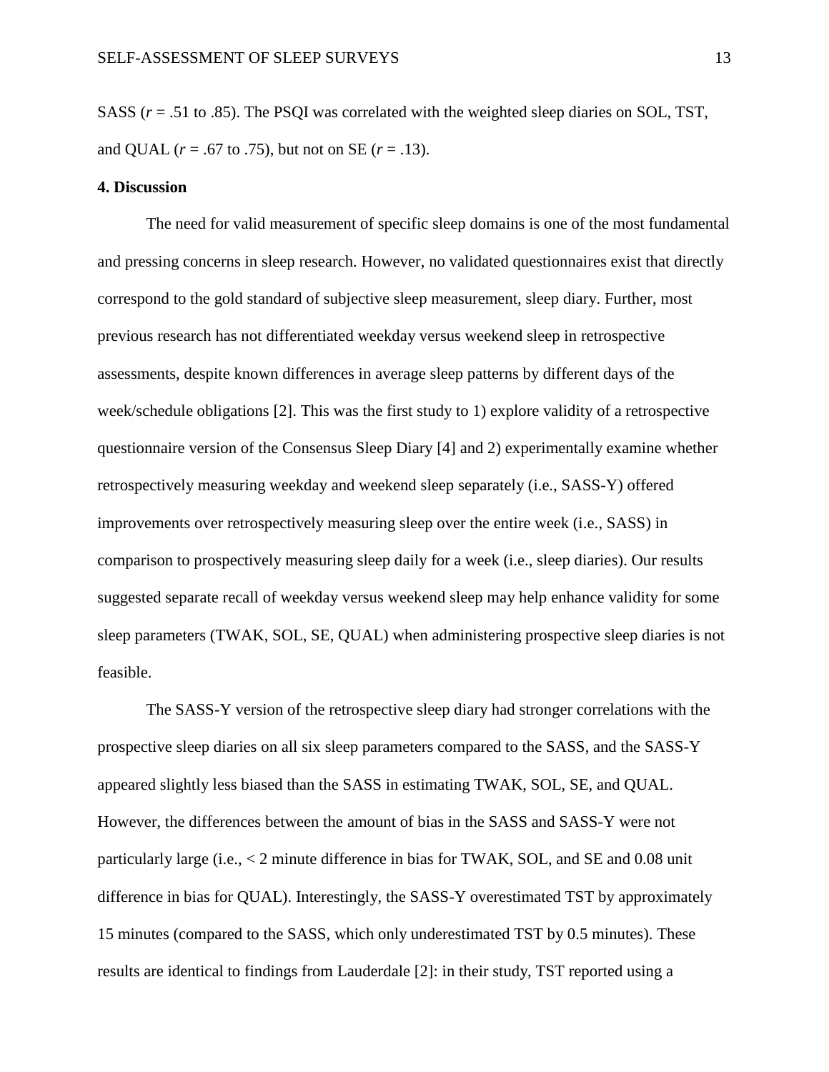SASS (*r* = .51 to .85). The PSQI was correlated with the weighted sleep diaries on SOL, TST, and QUAL (*r* = .67 to .75), but not on SE (*r* = .13).

## 4. Discussion

The need for valid measurement of specific sleep domains is one of the most fundamental and pressing concerns in sleep research. However, no validated questionnaires exist that directly correspond to the gold standard of subjective sleep measurement, sleep diary. Further, most previous research has not differentiated weekday versus weekend sleep in retrospective assessments, despite known differences in average sleep patterns by different days of the week/schedule obligations [2]. This was the first study to 1) explore validity of a retrospective questionnaire version of the Consensus Sleep Diary [4] and 2) experimentally examine whether retrospectively measuring weekday and weekend sleep separately (i.e., SASS-Y) offered improvements over retrospectively measuring sleep over the entire week (i.e., SASS) in comparison to prospectively measuring sleep daily for a week (i.e., sleep diaries). Our results suggested separate recall of weekday versus weekend sleep may help enhance validity for some sleep parameters (TWAK, SOL, SE, QUAL) when administering prospective sleep diaries is not feasible.

The SASS-Y version of the retrospective sleep diary had stronger correlations with the prospective sleep diaries on all six sleep parameters compared to the SASS, and the SASS-Y appeared slightly less biased than the SASS in estimating TWAK, SOL, SE, and QUAL. However, the differences between the amount of bias in the SASS and SASS-Y were not particularly large (i.e., < 2 minute difference in bias for TWAK, SOL, and SE and 0.08 unit difference in bias for QUAL). Interestingly, the SASS-Y overestimated TST by approximately 15 minutes (compared to the SASS, which only underestimated TST by 0.5 minutes). These results are identical to findings from Lauderdale [2]: in their study, TST reported using a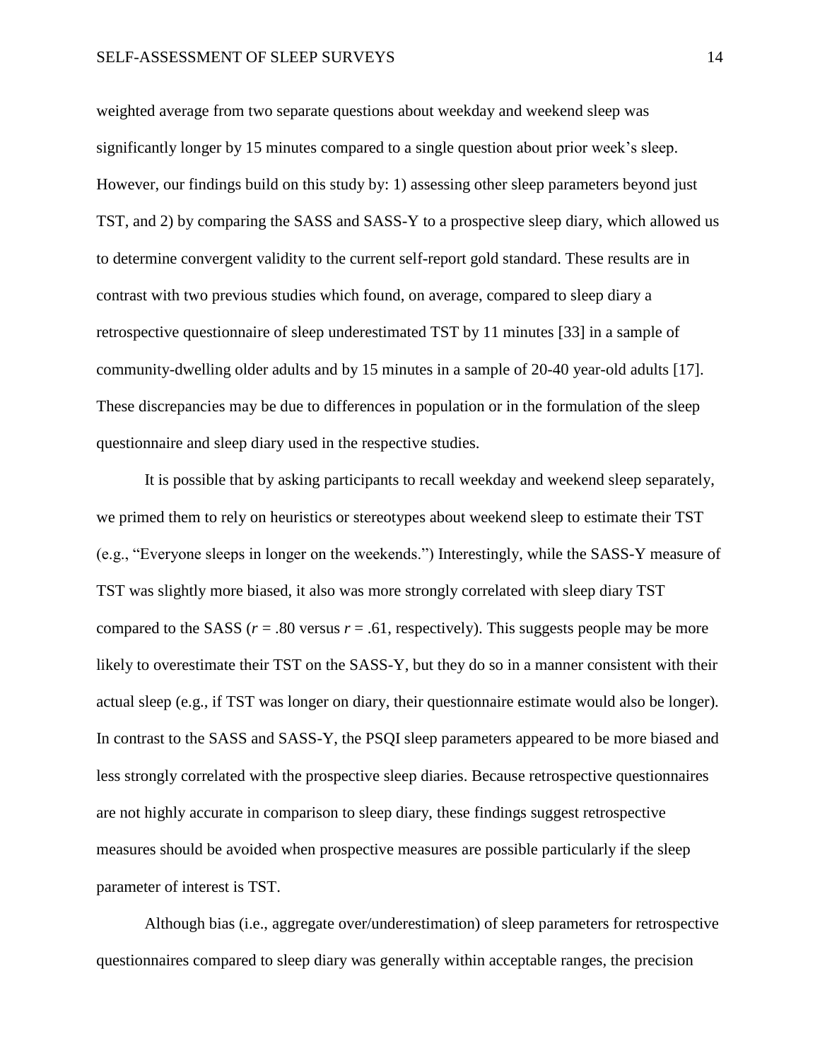weighted average from two separate questions about weekday and weekend sleep was significantly longer by 15 minutes compared to a single question about prior week's sleep. However, our findings build on this study by: 1) assessing other sleep parameters beyond just TST, and 2) by comparing the SASS and SASS-Y to a prospective sleep diary, which allowed us to determine convergent validity to the current self-report gold standard. These results are in contrast with two previous studies which found, on average, compared to sleep diary a retrospective questionnaire of sleep underestimated TST by 11 minutes [33] in a sample of community-dwelling older adults and by 15 minutes in a sample of 20-40 year-old adults [17]. These discrepancies may be due to differences in population or in the formulation of the sleep questionnaire and sleep diary used in the respective studies.

It is possible that by asking participants to recall weekday and weekend sleep separately, we primed them to rely on heuristics or stereotypes about weekend sleep to estimate their TST (e.g., "Everyone sleeps in longer on the weekends.") Interestingly, while the SASS-Y measure of TST was slightly more biased, it also was more strongly correlated with sleep diary TST compared to the SASS ($r = .80$ versus $r = .61$, respectively). This suggests people may be more likely to overestimate their TST on the SASS-Y, but they do so in a manner consistent with their actual sleep (e.g., if TST was longer on diary, their questionnaire estimate would also be longer). In contrast to the SASS and SASS-Y, the PSQI sleep parameters appeared to be more biased and less strongly correlated with the prospective sleep diaries. Because retrospective questionnaires are not highly accurate in comparison to sleep diary, these findings suggest retrospective measures should be avoided when prospective measures are possible particularly if the sleep parameter of interest is TST.

Although bias (i.e., aggregate over/underestimation) of sleep parameters for retrospective questionnaires compared to sleep diary was generally within acceptable ranges, the precision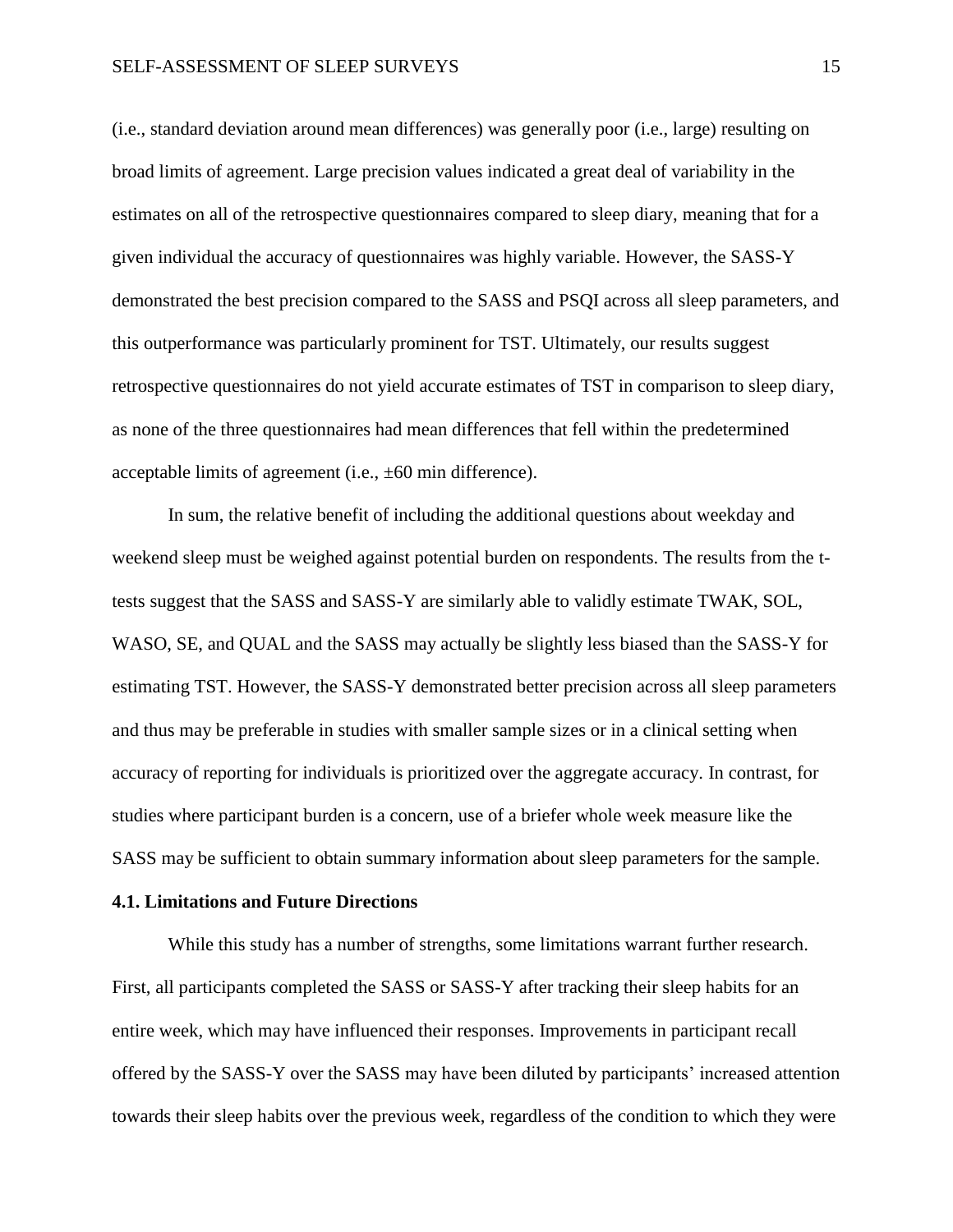(i.e., standard deviation around mean differences) was generally poor (i.e., large) resulting on broad limits of agreement. Large precision values indicated a great deal of variability in the estimates on all of the retrospective questionnaires compared to sleep diary, meaning that for a given individual the accuracy of questionnaires was highly variable. However, the SASS-Y demonstrated the best precision compared to the SASS and PSQI across all sleep parameters, and this outperformance was particularly prominent for TST. Ultimately, our results suggest retrospective questionnaires do not yield accurate estimates of TST in comparison to sleep diary, as none of the three questionnaires had mean differences that fell within the predetermined acceptable limits of agreement (i.e., ±60 min difference).

In sum, the relative benefit of including the additional questions about weekday and weekend sleep must be weighed against potential burden on respondents. The results from the t-tests suggest that the SASS and SASS-Y are similarly able to validly estimate TWAK, SOL, WASO, SE, and QUAL and the SASS may actually be slightly less biased than the SASS-Y for estimating TST. However, the SASS-Y demonstrated better precision across all sleep parameters and thus may be preferable in studies with smaller sample sizes or in a clinical setting when accuracy of reporting for individuals is prioritized over the aggregate accuracy. In contrast, for studies where participant burden is a concern, use of a briefer whole week measure like the SASS may be sufficient to obtain summary information about sleep parameters for the sample.

### 4.1. Limitations and Future Directions

While this study has a number of strengths, some limitations warrant further research. First, all participants completed the SASS or SASS-Y after tracking their sleep habits for an entire week, which may have influenced their responses. Improvements in participant recall offered by the SASS-Y over the SASS may have been diluted by participants' increased attention towards their sleep habits over the previous week, regardless of the condition to which they were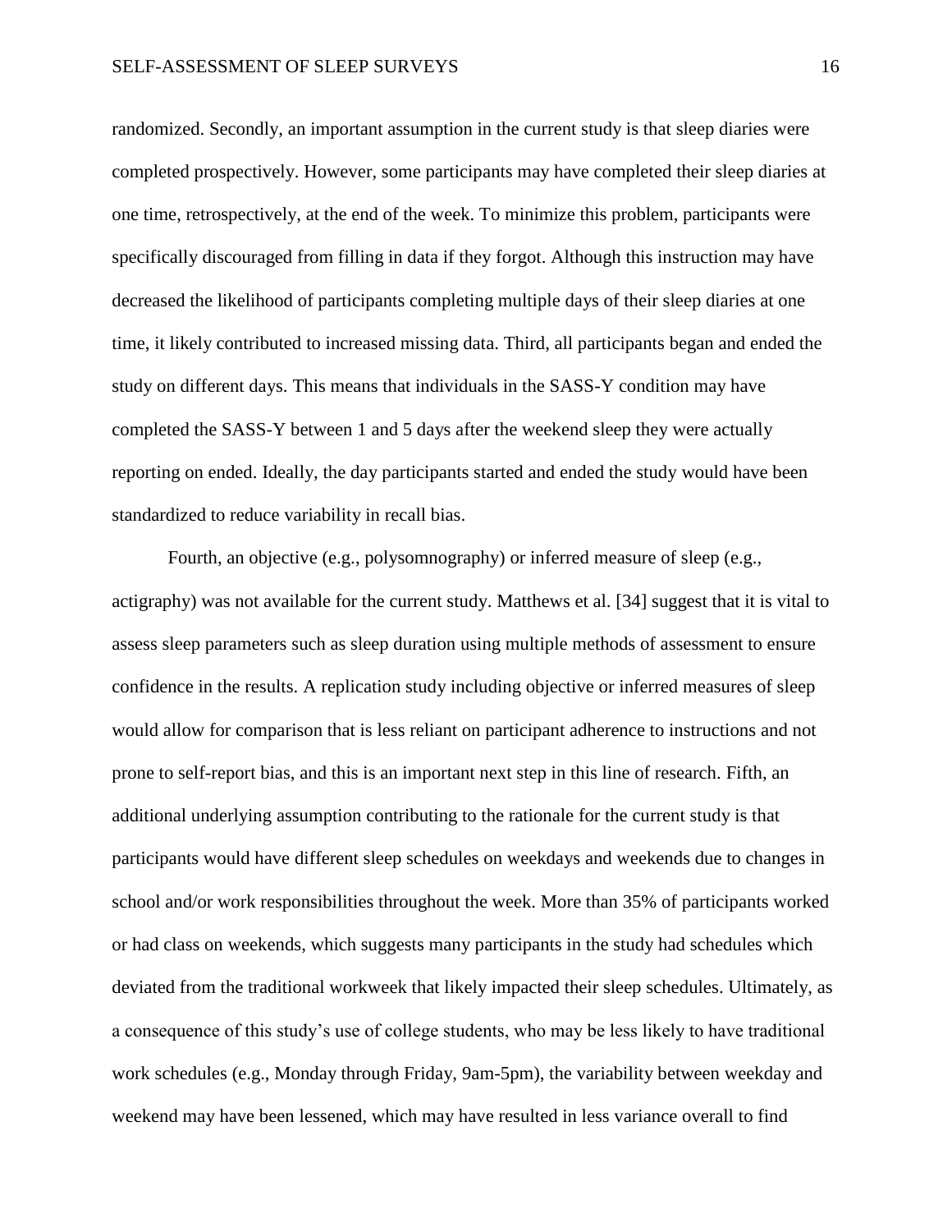randomized. Secondly, an important assumption in the current study is that sleep diaries were completed prospectively. However, some participants may have completed their sleep diaries at one time, retrospectively, at the end of the week. To minimize this problem, participants were specifically discouraged from filling in data if they forgot. Although this instruction may have decreased the likelihood of participants completing multiple days of their sleep diaries at one time, it likely contributed to increased missing data. Third, all participants began and ended the study on different days. This means that individuals in the SASS-Y condition may have completed the SASS-Y between 1 and 5 days after the weekend sleep they were actually reporting on ended. Ideally, the day participants started and ended the study would have been standardized to reduce variability in recall bias.

Fourth, an objective (e.g., polysomnography) or inferred measure of sleep (e.g., actigraphy) was not available for the current study. Matthews et al. [34] suggest that it is vital to assess sleep parameters such as sleep duration using multiple methods of assessment to ensure confidence in the results. A replication study including objective or inferred measures of sleep would allow for comparison that is less reliant on participant adherence to instructions and not prone to self-report bias, and this is an important next step in this line of research. Fifth, an additional underlying assumption contributing to the rationale for the current study is that participants would have different sleep schedules on weekdays and weekends due to changes in school and/or work responsibilities throughout the week. More than 35% of participants worked or had class on weekends, which suggests many participants in the study had schedules which deviated from the traditional workweek that likely impacted their sleep schedules. Ultimately, as a consequence of this study's use of college students, who may be less likely to have traditional work schedules (e.g., Monday through Friday, 9am-5pm), the variability between weekday and weekend may have been lessened, which may have resulted in less variance overall to find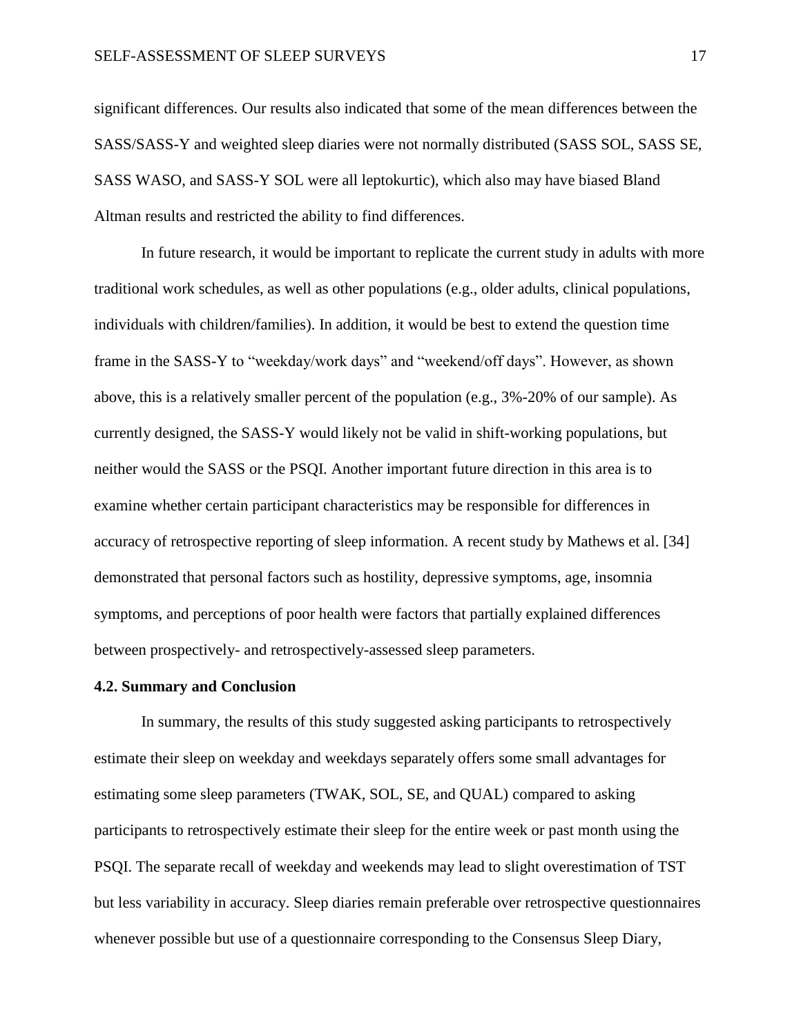significant differences. Our results also indicated that some of the mean differences between the SASS/SASS-Y and weighted sleep diaries were not normally distributed (SASS SOL, SASS SE, SASS WASO, and SASS-Y SOL were all leptokurtic), which also may have biased Bland Altman results and restricted the ability to find differences.

In future research, it would be important to replicate the current study in adults with more traditional work schedules, as well as other populations (e.g., older adults, clinical populations, individuals with children/families). In addition, it would be best to extend the question time frame in the SASS-Y to "weekday/work days" and "weekend/off days". However, as shown above, this is a relatively smaller percent of the population (e.g., 3%-20% of our sample). As currently designed, the SASS-Y would likely not be valid in shift-working populations, but neither would the SASS or the PSQI. Another important future direction in this area is to examine whether certain participant characteristics may be responsible for differences in accuracy of retrospective reporting of sleep information. A recent study by Mathews et al. [34] demonstrated that personal factors such as hostility, depressive symptoms, age, insomnia symptoms, and perceptions of poor health were factors that partially explained differences between prospectively- and retrospectively-assessed sleep parameters.

### 4.2. Summary and Conclusion

In summary, the results of this study suggested asking participants to retrospectively estimate their sleep on weekday and weekdays separately offers some small advantages for estimating some sleep parameters (TWAK, SOL, SE, and QUAL) compared to asking participants to retrospectively estimate their sleep for the entire week or past month using the PSQI. The separate recall of weekday and weekends may lead to slight overestimation of TST but less variability in accuracy. Sleep diaries remain preferable over retrospective questionnaires whenever possible but use of a questionnaire corresponding to the Consensus Sleep Diary,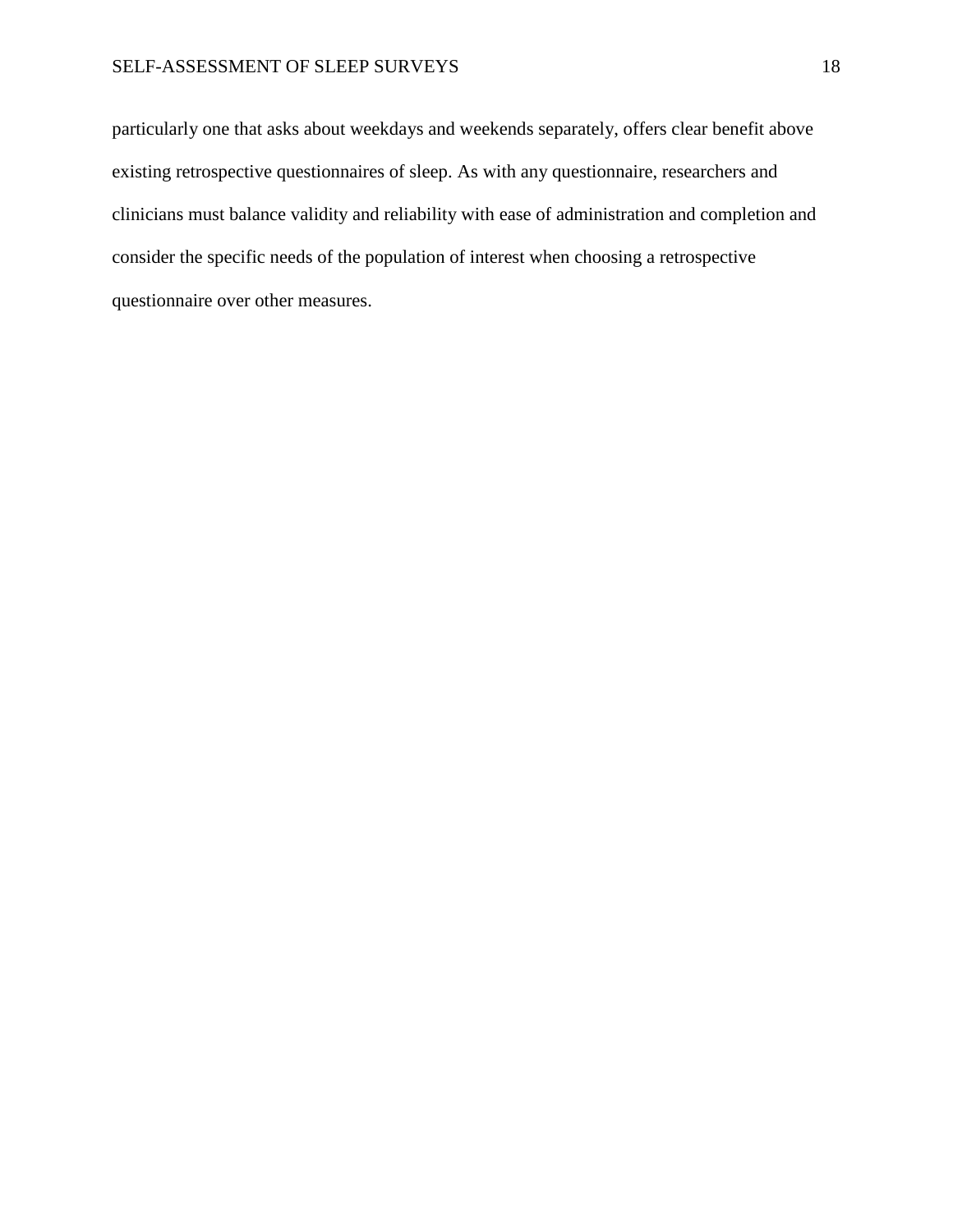particularly one that asks about weekdays and weekends separately, offers clear benefit above existing retrospective questionnaires of sleep. As with any questionnaire, researchers and clinicians must balance validity and reliability with ease of administration and completion and consider the specific needs of the population of interest when choosing a retrospective questionnaire over other measures.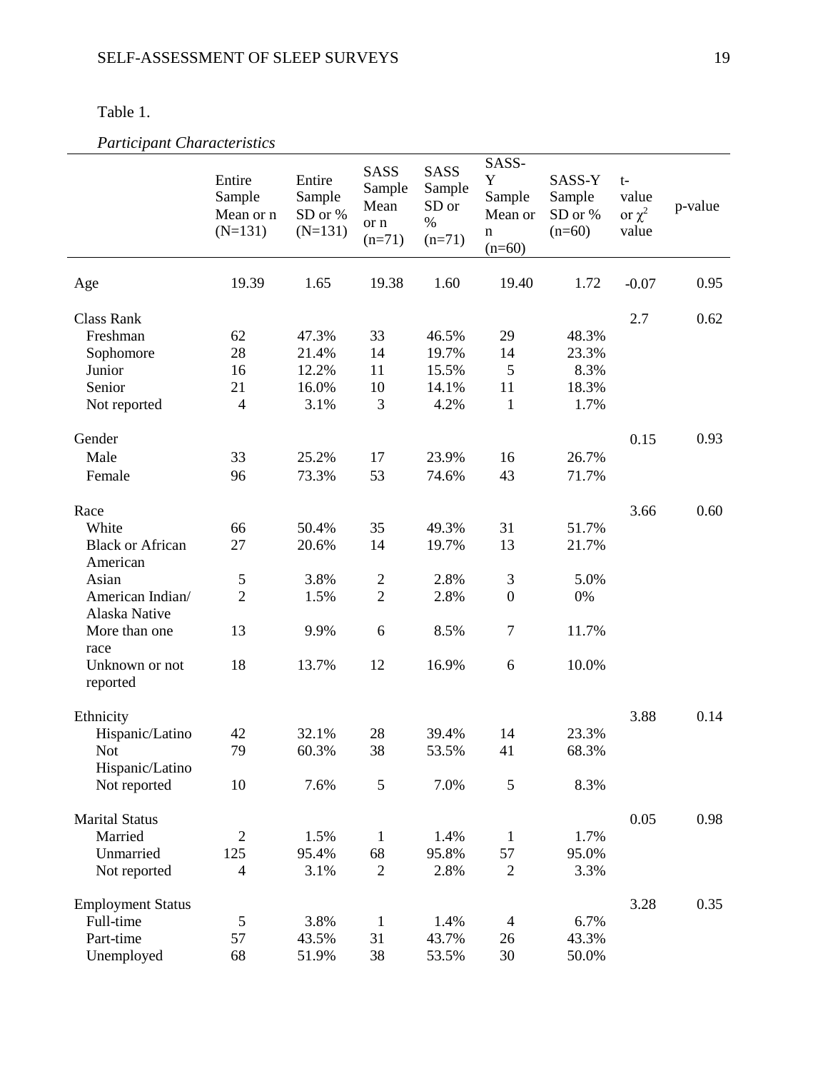Table 1.

*Participant Characteristics*

| | Entire Sample Mean or n (N=131) | Entire Sample SD or % (N=131) | SASS Sample Mean or n (n=71) | SASS Sample SD or % (n=71) | SASS-Y Sample Mean or n (n=60) | SASS-Y Sample SD or % (n=60) | t-value or $\chi^2$ value | p-value |
|---|---|---|---|---|---|---|---|---|
| Age | 19.39 | 1.65 | 19.38 | 1.60 | 19.40 | 1.72 | -0.07 | 0.95 |
| Class Rank | | | | | | | 2.7 | 0.62 |
| Freshman | 62 | 47.3% | 33 | 46.5% | 29 | 48.3% | | |
| Sophomore | 28 | 21.4% | 14 | 19.7% | 14 | 23.3% | | |
| Junior | 16 | 12.2% | 11 | 15.5% | 5 | 8.3% | | |
| Senior | 21 | 16.0% | 10 | 14.1% | 11 | 18.3% | | |
| Not reported | 4 | 3.1% | 3 | 4.2% | 1 | 1.7% | | |
| Gender | | | | | | | 0.15 | 0.93 |
| Male | 33 | 25.2% | 17 | 23.9% | 16 | 26.7% | | |
| Female | 96 | 73.3% | 53 | 74.6% | 43 | 71.7% | | |
| Race | | | | | | | 3.66 | 0.60 |
| White | 66 | 50.4% | 35 | 49.3% | 31 | 51.7% | | |
| Black or African American | 27 | 20.6% | 14 | 19.7% | 13 | 21.7% | | |
| Asian | 5 | 3.8% | 2 | 2.8% | 3 | 5.0% | | |
| American Indian/ Alaska Native | 2 | 1.5% | 2 | 2.8% | 0 | 0% | | |
| More than one race | 13 | 9.9% | 6 | 8.5% | 7 | 11.7% | | |
| Unknown or not reported | 18 | 13.7% | 12 | 16.9% | 6 | 10.0% | | |
| Ethnicity | | | | | | | 3.88 | 0.14 |
| Hispanic/Latino | 42 | 32.1% | 28 | 39.4% | 14 | 23.3% | | |
| Not Hispanic/Latino | 79 | 60.3% | 38 | 53.5% | 41 | 68.3% | | |
| Not reported | 10 | 7.6% | 5 | 7.0% | 5 | 8.3% | | |
| Marital Status | | | | | | | 0.05 | 0.98 |
| Married | 2 | 1.5% | 1 | 1.4% | 1 | 1.7% | | |
| Unmarried | 125 | 95.4% | 68 | 95.8% | 57 | 95.0% | | |
| Not reported | 4 | 3.1% | 2 | 2.8% | 2 | 3.3% | | |
| Employment Status | | | | | | | 3.28 | 0.35 |
| Full-time | 5 | 3.8% | 1 | 1.4% | 4 | 6.7% | | |
| Part-time | 57 | 43.5% | 31 | 43.7% | 26 | 43.3% | | |
| Unemployed | 68 | 51.9% | 38 | 53.5% | 30 | 50.0% | | |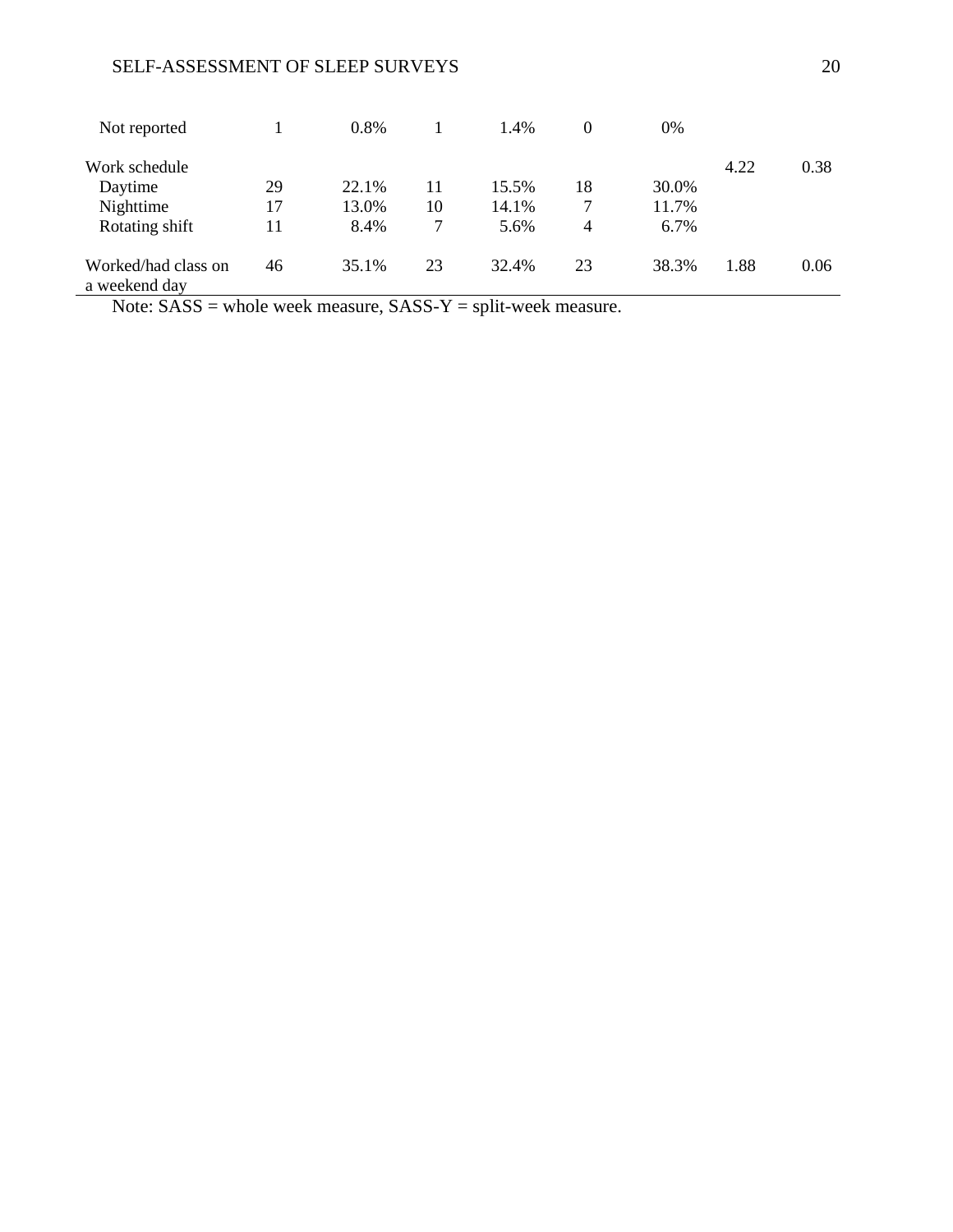| | | | | | | | | |
|---|---|---|---|---|---|---|---|---|
| Not reported | 1 | 0.8% | 1 | 1.4% | 0 | 0% | | |
| Work schedule | | | | | | | 4.22 | 0.38 |
| Daytime | 29 | 22.1% | 11 | 15.5% | 18 | 30.0% | | |
| Nighttime | 17 | 13.0% | 10 | 14.1% | 7 | 11.7% | | |
| Rotating shift | 11 | 8.4% | 7 | 5.6% | 4 | 6.7% | | |
| Worked/had class on a weekend day | 46 | 35.1% | 23 | 32.4% | 23 | 38.3% | 1.88 | 0.06 |

Note: SASS = whole week measure, SASS-Y = split-week measure.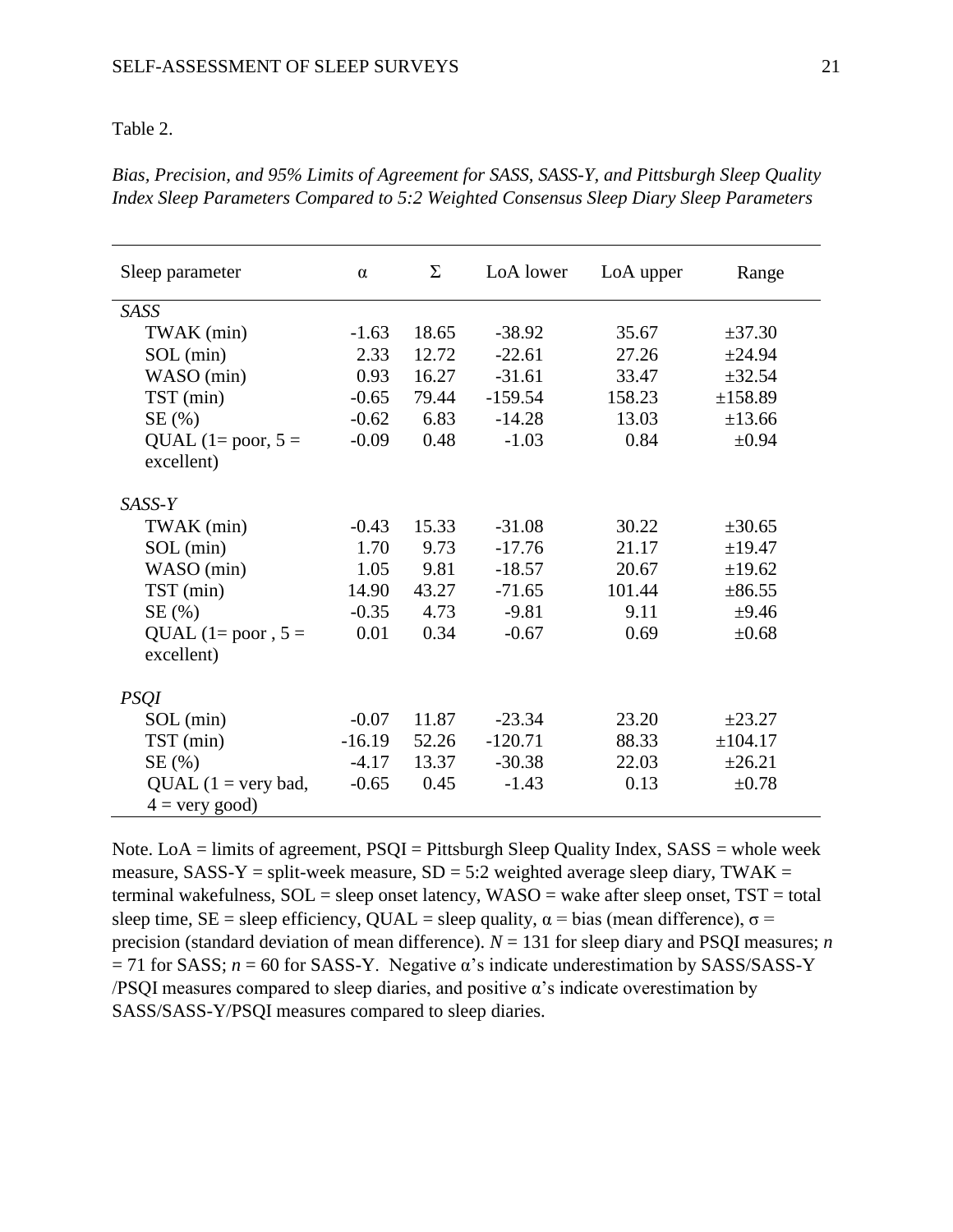Table 2.

*Bias, Precision, and 95% Limits of Agreement for SASS, SASS-Y, and Pittsburgh Sleep Quality Index Sleep Parameters Compared to 5:2 Weighted Consensus Sleep Diary Sleep Parameters*

| Sleep parameter | α | Σ | LoA lower | LoA upper | Range |
|---|---|---|---|---|---|
| *SASS* | | | | | |
| TWAK (min) | -1.63 | 18.65 | -38.92 | 35.67 | ±37.30 |
| SOL (min) | 2.33 | 12.72 | -22.61 | 27.26 | ±24.94 |
| WASO (min) | 0.93 | 16.27 | -31.61 | 33.47 | ±32.54 |
| TST (min) | -0.65 | 79.44 | -159.54 | 158.23 | ±158.89 |
| SE (%) | -0.62 | 6.83 | -14.28 | 13.03 | ±13.66 |
| QUAL (1= poor, 5 = excellent) | -0.09 | 0.48 | -1.03 | 0.84 | ±0.94 |
| *SASS-Y* | | | | | |
| TWAK (min) | -0.43 | 15.33 | -31.08 | 30.22 | ±30.65 |
| SOL (min) | 1.70 | 9.73 | -17.76 | 21.17 | ±19.47 |
| WASO (min) | 1.05 | 9.81 | -18.57 | 20.67 | ±19.62 |
| TST (min) | 14.90 | 43.27 | -71.65 | 101.44 | ±86.55 |
| SE (%) | -0.35 | 4.73 | -9.81 | 9.11 | ±9.46 |
| QUAL (1= poor , 5 = excellent) | 0.01 | 0.34 | -0.67 | 0.69 | ±0.68 |
| *PSQI* | | | | | |
| SOL (min) | -0.07 | 11.87 | -23.34 | 23.20 | ±23.27 |
| TST (min) | -16.19 | 52.26 | -120.71 | 88.33 | ±104.17 |
| SE (%) | -4.17 | 13.37 | -30.38 | 22.03 | ±26.21 |
| QUAL (1 = very bad, 4 = very good) | -0.65 | 0.45 | -1.43 | 0.13 | ±0.78 |

Note. LoA = limits of agreement, PSQI = Pittsburgh Sleep Quality Index, SASS = whole week measure, SASS-Y = split-week measure, SD = 5:2 weighted average sleep diary, TWAK = terminal wakefulness, SOL = sleep onset latency, WASO = wake after sleep onset, TST = total sleep time, SE = sleep efficiency, QUAL = sleep quality, α = bias (mean difference), σ = precision (standard deviation of mean difference). $N = 131$ for sleep diary and PSQI measures; $n = 71$ for SASS; $n = 60$ for SASS-Y. Negative α's indicate underestimation by SASS/SASS-Y /PSQI measures compared to sleep diaries, and positive α's indicate overestimation by SASS/SASS-Y/PSQI measures compared to sleep diaries.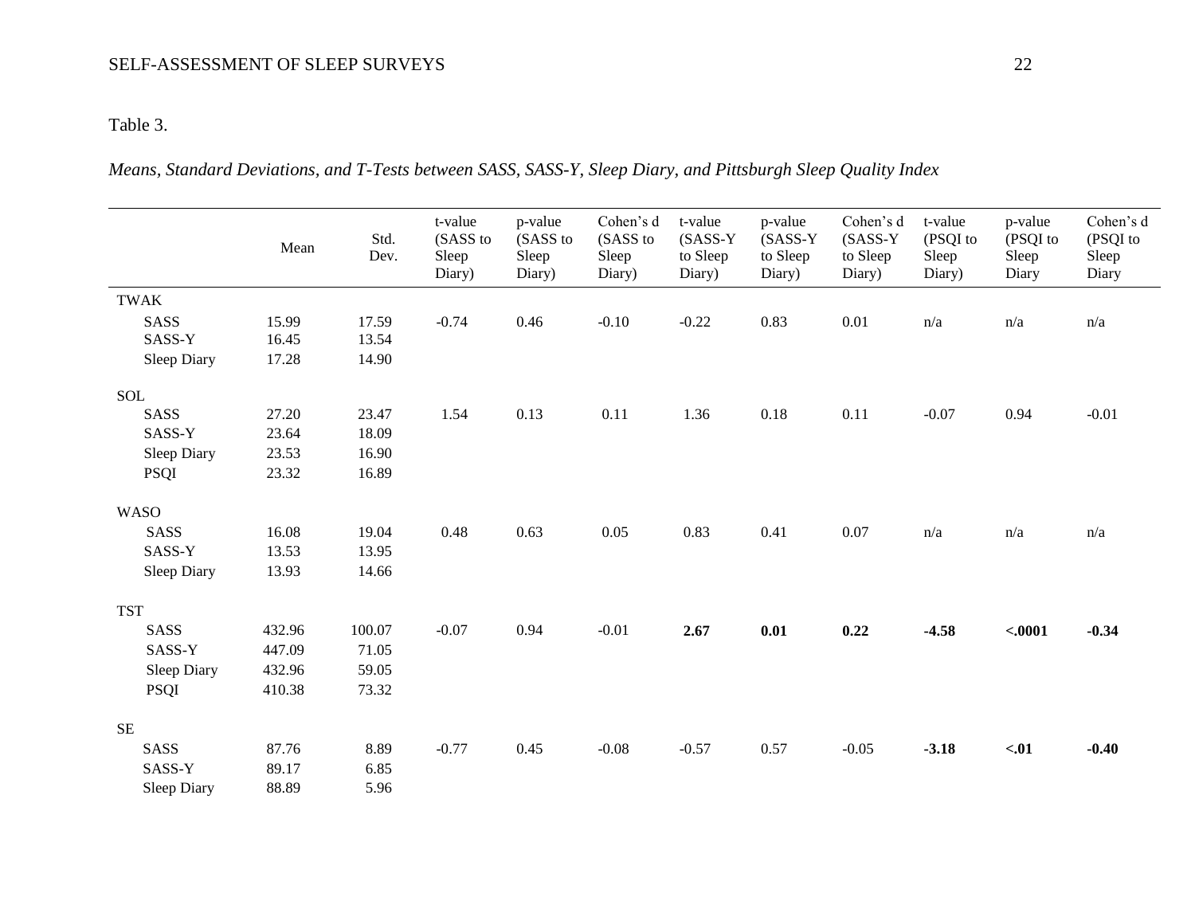Table 3.

*Means, Standard Deviations, and T-Tests between SASS, SASS-Y, Sleep Diary, and Pittsburgh Sleep Quality Index*

| | Mean | Std. Dev. | t-value (SASS to Sleep Diary) | p-value (SASS to Sleep Diary) | Cohen's d (SASS to Sleep Diary) | t-value (SASS-Y to Sleep Diary) | p-value (SASS-Y to Sleep Diary) | Cohen's d (SASS-Y to Sleep Diary) | t-value (PSQI to Sleep Diary) | p-value (PSQI to Sleep Diary | Cohen's d (PSQI to Sleep Diary |
|---|---|---|---|---|---|---|---|---|---|---|---|
| TWAK | | | | | | | | | | | |
| SASS | 15.99 | 17.59 | -0.74 | 0.46 | -0.10 | -0.22 | 0.83 | 0.01 | n/a | n/a | n/a |
| SASS-Y | 16.45 | 13.54 | | | | | | | | | |
| Sleep Diary | 17.28 | 14.90 | | | | | | | | | |
| SOL | | | | | | | | | | | |
| SASS | 27.20 | 23.47 | 1.54 | 0.13 | 0.11 | 1.36 | 0.18 | 0.11 | -0.07 | 0.94 | -0.01 |
| SASS-Y | 23.64 | 18.09 | | | | | | | | | |
| Sleep Diary | 23.53 | 16.90 | | | | | | | | | |
| PSQI | 23.32 | 16.89 | | | | | | | | | |
| WASO | | | | | | | | | | | |
| SASS | 16.08 | 19.04 | 0.48 | 0.63 | 0.05 | 0.83 | 0.41 | 0.07 | n/a | n/a | n/a |
| SASS-Y | 13.53 | 13.95 | | | | | | | | | |
| Sleep Diary | 13.93 | 14.66 | | | | | | | | | |
| TST | | | | | | | | | | | |
| SASS | 432.96 | 100.07 | -0.07 | 0.94 | -0.01 | **2.67** | **0.01** | **0.22** | **-4.58** | **<.0001** | **-0.34** |
| SASS-Y | 447.09 | 71.05 | | | | | | | | | |
| Sleep Diary | 432.96 | 59.05 | | | | | | | | | |
| PSQI | 410.38 | 73.32 | | | | | | | | | |
| SE | | | | | | | | | | | |
| SASS | 87.76 | 8.89 | -0.77 | 0.45 | -0.08 | -0.57 | 0.57 | -0.05 | **-3.18** | **<.01** | **-0.40** |
| SASS-Y | 89.17 | 6.85 | | | | | | | | | |
| Sleep Diary | 88.89 | 5.96 | | | | | | | | | |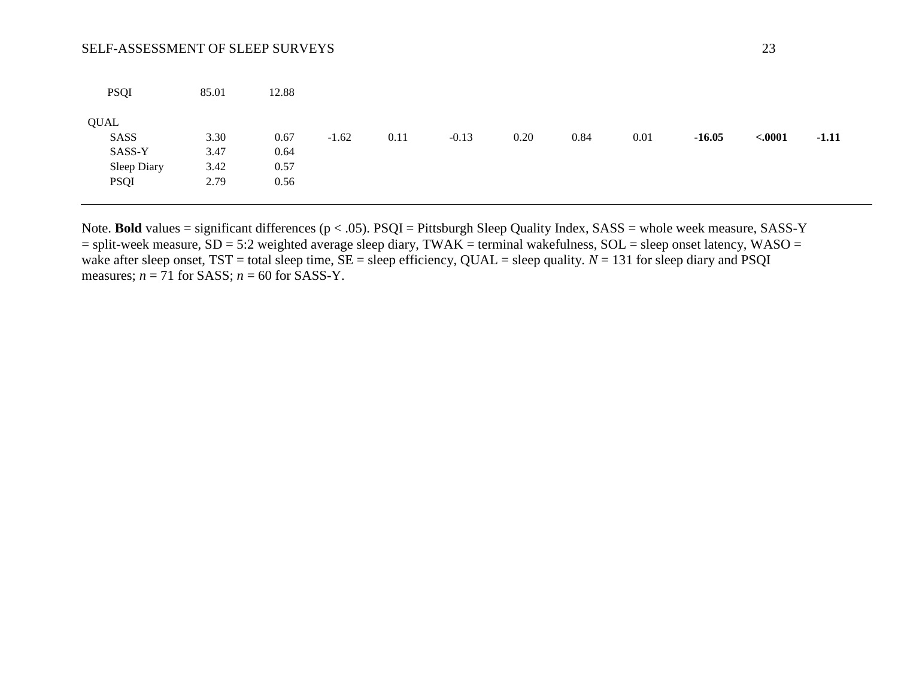| | | | | | | | | | | | |
|---|---|---|---|---|---|---|---|---|---|---|---|
| PSQI | 85.01 | 12.88 | | | | | | | | | |
| QUAL | | | | | | | | | | | |
| SASS | 3.30 | 0.67 | -1.62 | 0.11 | -0.13 | 0.20 | 0.84 | 0.01 | **-16.05** | **<.0001** | **-1.11** |
| SASS-Y | 3.47 | 0.64 | | | | | | | | | |
| Sleep Diary | 3.42 | 0.57 | | | | | | | | | |
| PSQI | 2.79 | 0.56 | | | | | | | | | |

Note. **Bold** values = significant differences (p < .05). PSQI = Pittsburgh Sleep Quality Index, SASS = whole week measure, SASS-Y = split-week measure, SD = 5:2 weighted average sleep diary, TWAK = terminal wakefulness, SOL = sleep onset latency, WASO = wake after sleep onset, TST = total sleep time, SE = sleep efficiency, QUAL = sleep quality. *N* = 131 for sleep diary and PSQI measures; *n* = 71 for SASS; *n* = 60 for SASS-Y.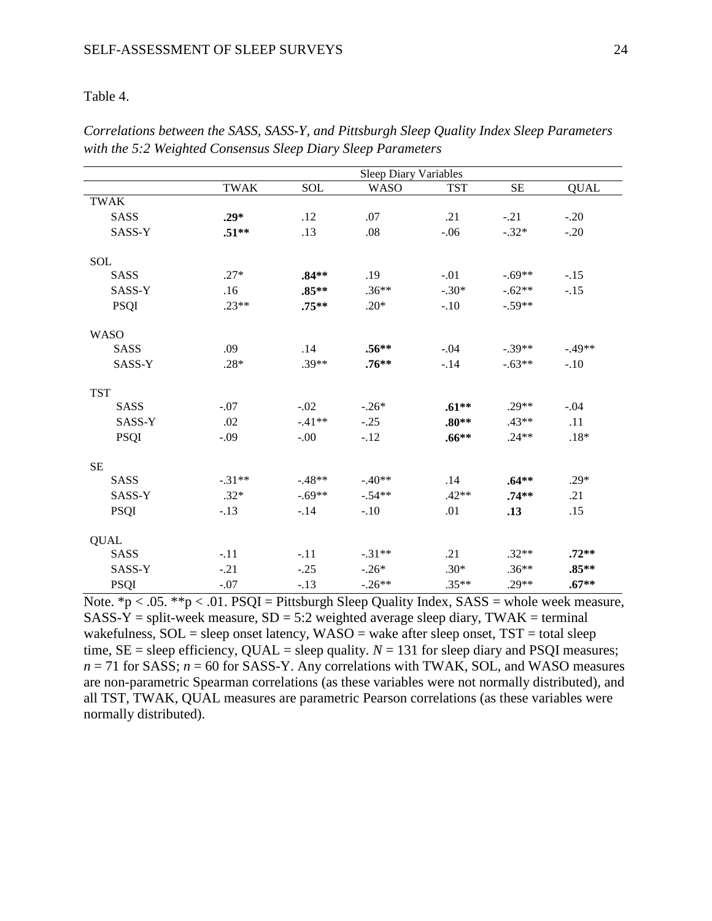Table 4.

*Correlations between the SASS, SASS-Y, and Pittsburgh Sleep Quality Index Sleep Parameters with the 5:2 Weighted Consensus Sleep Diary Sleep Parameters*

| | Sleep Diary Variables | | | | | |
|---|---|---|---|---|---|---|
| | TWAK | SOL | WASO | TST | SE | QUAL |
| TWAK | | | | | | |
| SASS | **.29*** | .12 | .07 | .21 | -.21 | -.20 |
| SASS-Y | **.51**** | .13 | .08 | -.06 | -.32* | -.20 |
| SOL | | | | | | |
| SASS | .27* | **.84**** | .19 | -.01 | -.69** | -.15 |
| SASS-Y | .16 | **.85**** | .36** | -.30* | -.62** | -.15 |
| PSQI | .23** | **.75**** | .20* | -.10 | -.59** | |
| WASO | | | | | | |
| SASS | .09 | .14 | **.56**** | -.04 | -.39** | -.49** |
| SASS-Y | .28* | .39** | **.76**** | -.14 | -.63** | -.10 |
| TST | | | | | | |
| SASS | -.07 | -.02 | -.26* | **.61**** | .29** | -.04 |
| SASS-Y | .02 | -.41** | -.25 | **.80**** | .43** | .11 |
| PSQI | -.09 | -.00 | -.12 | **.66**** | .24** | .18* |
| SE | | | | | | |
| SASS | -.31** | -.48** | -.40** | .14 | **.64**** | .29* |
| SASS-Y | .32* | -.69** | -.54** | .42** | **.74**** | .21 |
| PSQI | -.13 | -.14 | -.10 | .01 | **.13** | .15 |
| QUAL | | | | | | |
| SASS | -.11 | -.11 | -.31** | .21 | .32** | **.72**** |
| SASS-Y | -.21 | -.25 | -.26* | .30* | .36** | **.85**** |
| PSQI | -.07 | -.13 | -.26** | .35** | .29** | **.67**** |

Note. *p < .05. **p < .01. PSQI = Pittsburgh Sleep Quality Index, SASS = whole week measure, SASS-Y = split-week measure, SD = 5:2 weighted average sleep diary, TWAK = terminal wakefulness, SOL = sleep onset latency, WASO = wake after sleep onset, TST = total sleep time, SE = sleep efficiency, QUAL = sleep quality. *N* = 131 for sleep diary and PSQI measures; *n* = 71 for SASS; *n* = 60 for SASS-Y. Any correlations with TWAK, SOL, and WASO measures are non-parametric Spearman correlations (as these variables were not normally distributed), and all TST, TWAK, QUAL measures are parametric Pearson correlations (as these variables were normally distributed).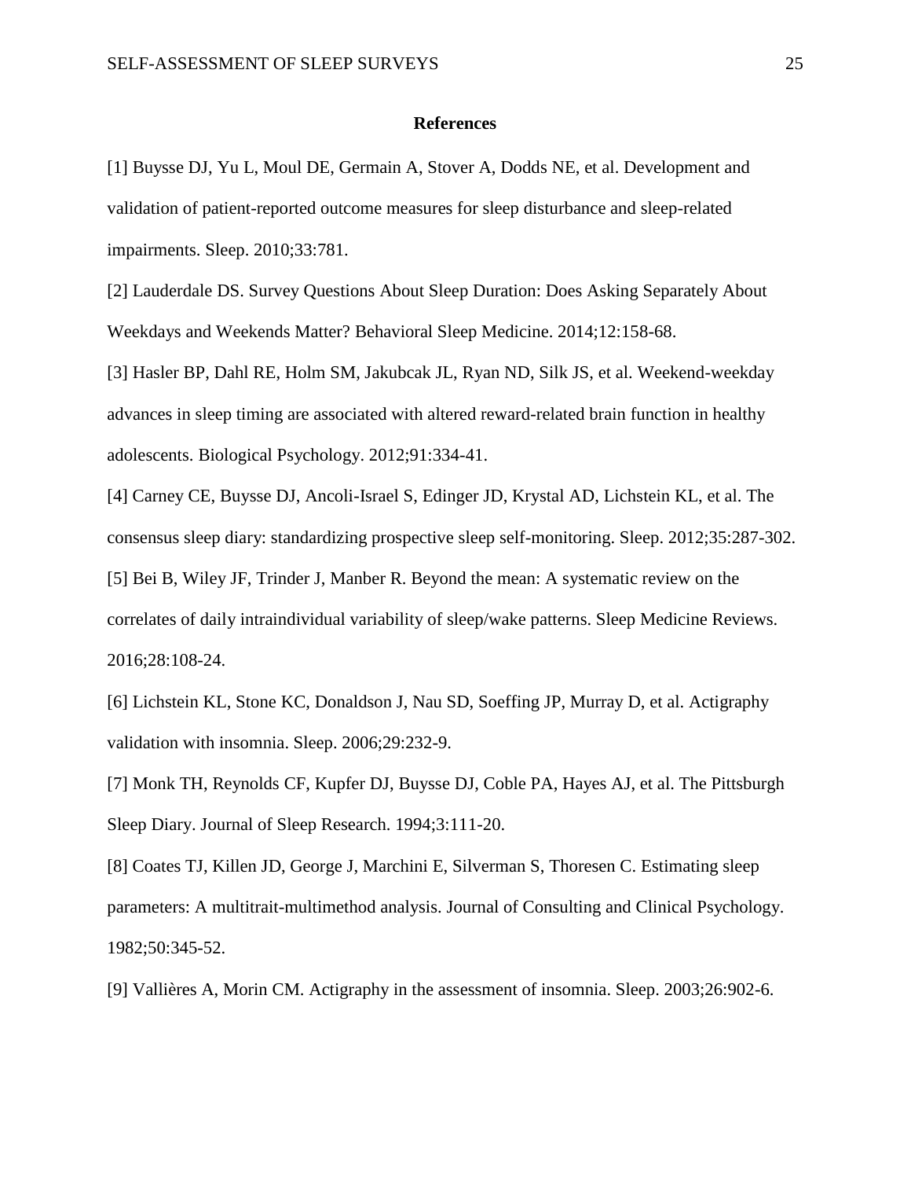**References**

[1] Buysse DJ, Yu L, Moul DE, Germain A, Stover A, Dodds NE, et al. Development and validation of patient-reported outcome measures for sleep disturbance and sleep-related impairments. Sleep. 2010;33:781.

[2] Lauderdale DS. Survey Questions About Sleep Duration: Does Asking Separately About Weekdays and Weekends Matter? Behavioral Sleep Medicine. 2014;12:158-68.

[3] Hasler BP, Dahl RE, Holm SM, Jakubcak JL, Ryan ND, Silk JS, et al. Weekend-weekday advances in sleep timing are associated with altered reward-related brain function in healthy adolescents. Biological Psychology. 2012;91:334-41.

[4] Carney CE, Buysse DJ, Ancoli-Israel S, Edinger JD, Krystal AD, Lichstein KL, et al. The consensus sleep diary: standardizing prospective sleep self-monitoring. Sleep. 2012;35:287-302.

[5] Bei B, Wiley JF, Trinder J, Manber R. Beyond the mean: A systematic review on the correlates of daily intraindividual variability of sleep/wake patterns. Sleep Medicine Reviews. 2016;28:108-24.

[6] Lichstein KL, Stone KC, Donaldson J, Nau SD, Soeffing JP, Murray D, et al. Actigraphy validation with insomnia. Sleep. 2006;29:232-9.

[7] Monk TH, Reynolds CF, Kupfer DJ, Buysse DJ, Coble PA, Hayes AJ, et al. The Pittsburgh Sleep Diary. Journal of Sleep Research. 1994;3:111-20.

[8] Coates TJ, Killen JD, George J, Marchini E, Silverman S, Thoresen C. Estimating sleep parameters: A multitrait-multimethod analysis. Journal of Consulting and Clinical Psychology. 1982;50:345-52.

[9] Vallières A, Morin CM. Actigraphy in the assessment of insomnia. Sleep. 2003;26:902-6.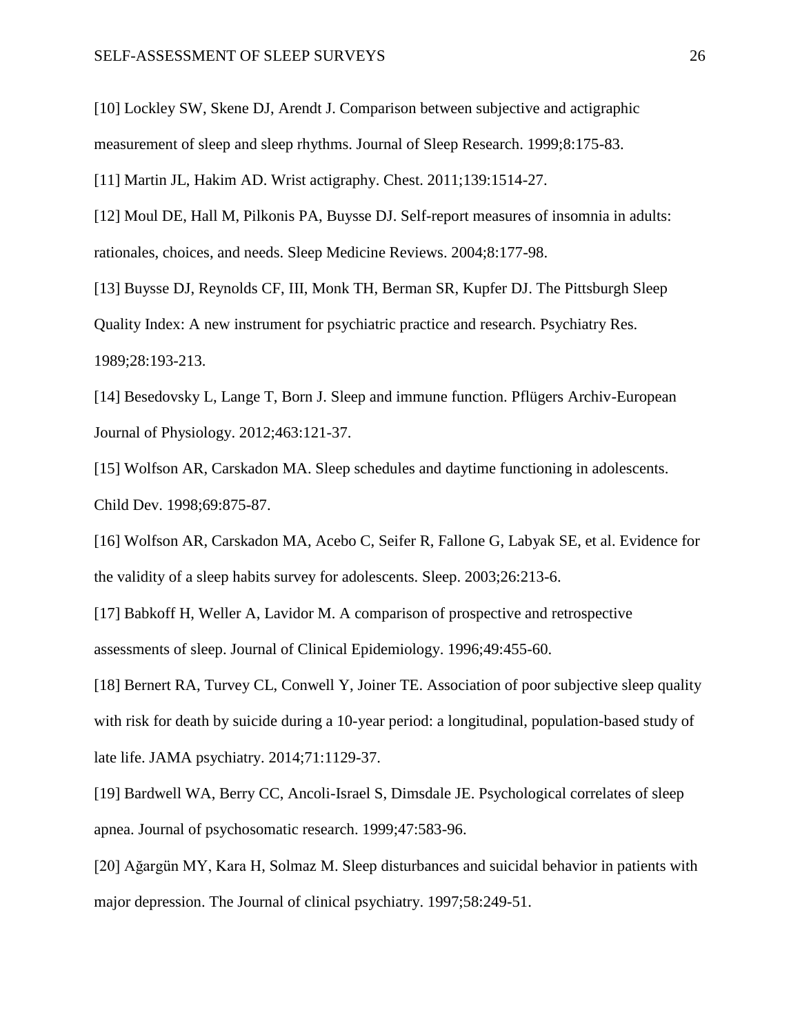[10] Lockley SW, Skene DJ, Arendt J. Comparison between subjective and actigraphic measurement of sleep and sleep rhythms. Journal of Sleep Research. 1999;8:175-83.

[11] Martin JL, Hakim AD. Wrist actigraphy. Chest. 2011;139:1514-27.

[12] Moul DE, Hall M, Pilkonis PA, Buysse DJ. Self-report measures of insomnia in adults: rationales, choices, and needs. Sleep Medicine Reviews. 2004;8:177-98.

[13] Buysse DJ, Reynolds CF, III, Monk TH, Berman SR, Kupfer DJ. The Pittsburgh Sleep Quality Index: A new instrument for psychiatric practice and research. Psychiatry Res. 1989;28:193-213.

[14] Besedovsky L, Lange T, Born J. Sleep and immune function. Pflügers Archiv-European Journal of Physiology. 2012;463:121-37.

[15] Wolfson AR, Carskadon MA. Sleep schedules and daytime functioning in adolescents. Child Dev. 1998;69:875-87.

[16] Wolfson AR, Carskadon MA, Acebo C, Seifer R, Fallone G, Labyak SE, et al. Evidence for the validity of a sleep habits survey for adolescents. Sleep. 2003;26:213-6.

[17] Babkoff H, Weller A, Lavidor M. A comparison of prospective and retrospective assessments of sleep. Journal of Clinical Epidemiology. 1996;49:455-60.

[18] Bernert RA, Turvey CL, Conwell Y, Joiner TE. Association of poor subjective sleep quality with risk for death by suicide during a 10-year period: a longitudinal, population-based study of late life. JAMA psychiatry. 2014;71:1129-37.

[19] Bardwell WA, Berry CC, Ancoli-Israel S, Dimsdale JE. Psychological correlates of sleep apnea. Journal of psychosomatic research. 1999;47:583-96.

[20] Ağargün MY, Kara H, Solmaz M. Sleep disturbances and suicidal behavior in patients with major depression. The Journal of clinical psychiatry. 1997;58:249-51.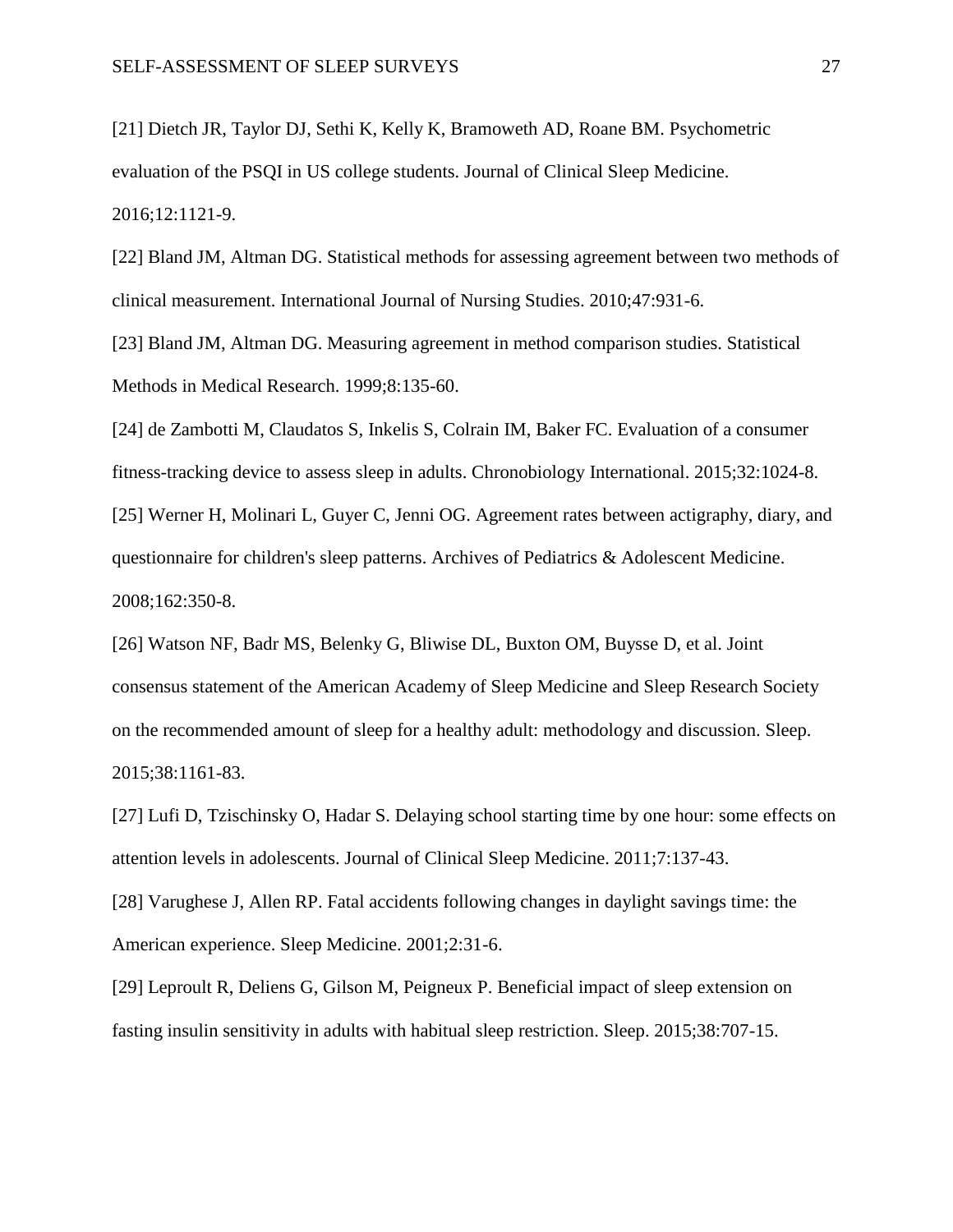[21] Dietch JR, Taylor DJ, Sethi K, Kelly K, Bramoweth AD, Roane BM. Psychometric evaluation of the PSQI in US college students. Journal of Clinical Sleep Medicine. 2016;12:1121-9.

[22] Bland JM, Altman DG. Statistical methods for assessing agreement between two methods of clinical measurement. International Journal of Nursing Studies. 2010;47:931-6.

[23] Bland JM, Altman DG. Measuring agreement in method comparison studies. Statistical Methods in Medical Research. 1999;8:135-60.

[24] de Zambotti M, Claudatos S, Inkelis S, Colrain IM, Baker FC. Evaluation of a consumer fitness-tracking device to assess sleep in adults. Chronobiology International. 2015;32:1024-8.

[25] Werner H, Molinari L, Guyer C, Jenni OG. Agreement rates between actigraphy, diary, and questionnaire for children's sleep patterns. Archives of Pediatrics & Adolescent Medicine. 2008;162:350-8.

[26] Watson NF, Badr MS, Belenky G, Bliwise DL, Buxton OM, Buysse D, et al. Joint consensus statement of the American Academy of Sleep Medicine and Sleep Research Society on the recommended amount of sleep for a healthy adult: methodology and discussion. Sleep. 2015;38:1161-83.

[27] Lufi D, Tzischinsky O, Hadar S. Delaying school starting time by one hour: some effects on attention levels in adolescents. Journal of Clinical Sleep Medicine. 2011;7:137-43.

[28] Varughese J, Allen RP. Fatal accidents following changes in daylight savings time: the American experience. Sleep Medicine. 2001;2:31-6.

[29] Leproult R, Deliens G, Gilson M, Peigneux P. Beneficial impact of sleep extension on fasting insulin sensitivity in adults with habitual sleep restriction. Sleep. 2015;38:707-15.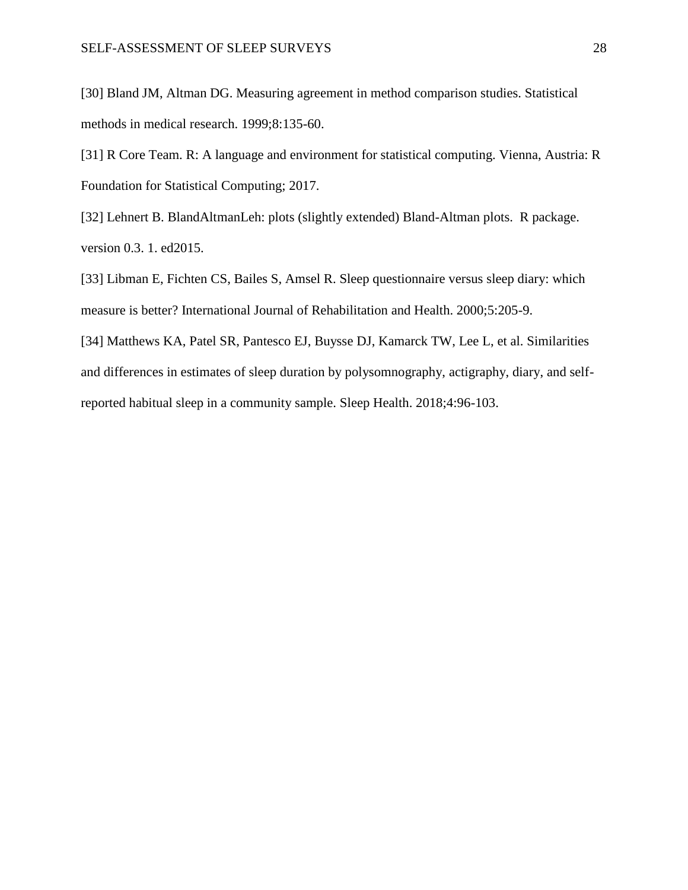[30] Bland JM, Altman DG. Measuring agreement in method comparison studies. Statistical methods in medical research. 1999;8:135-60.

[31] R Core Team. R: A language and environment for statistical computing. Vienna, Austria: R Foundation for Statistical Computing; 2017.

[32] Lehnert B. BlandAltmanLeh: plots (slightly extended) Bland-Altman plots. R package. version 0.3. 1. ed2015.

[33] Libman E, Fichten CS, Bailes S, Amsel R. Sleep questionnaire versus sleep diary: which measure is better? International Journal of Rehabilitation and Health. 2000;5:205-9.

[34] Matthews KA, Patel SR, Pantesco EJ, Buysse DJ, Kamarck TW, Lee L, et al. Similarities and differences in estimates of sleep duration by polysomnography, actigraphy, diary, and self-reported habitual sleep in a community sample. Sleep Health. 2018;4:96-103.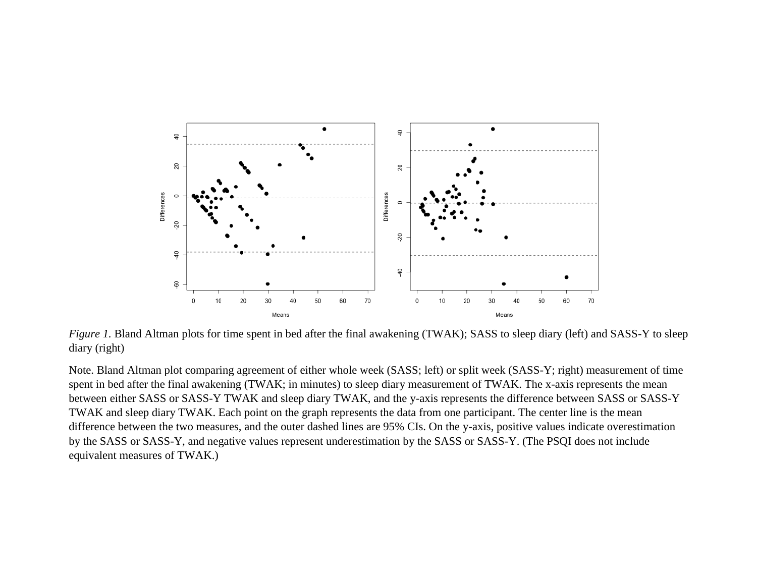*Figure 1.* Bland Altman plots for time spent in bed after the final awakening (TWAK); SASS to sleep diary (left) and SASS-Y to sleep diary (right)

Note. Bland Altman plot comparing agreement of either whole week (SASS; left) or split week (SASS-Y; right) measurement of time spent in bed after the final awakening (TWAK; in minutes) to sleep diary measurement of TWAK. The x-axis represents the mean between either SASS or SASS-Y TWAK and sleep diary TWAK, and the y-axis represents the difference between SASS or SASS-Y TWAK and sleep diary TWAK. Each point on the graph represents the data from one participant. The center line is the mean difference between the two measures, and the outer dashed lines are 95% CIs. On the y-axis, positive values indicate overestimation by the SASS or SASS-Y, and negative values represent underestimation by the SASS or SASS-Y. (The PSQI does not include equivalent measures of TWAK.)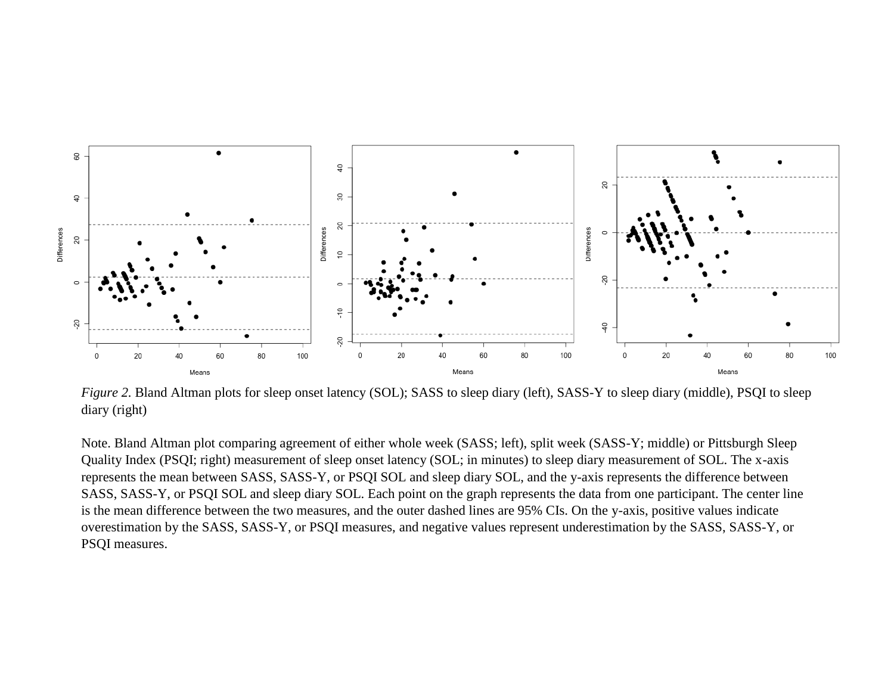*Figure 2.* Bland Altman plots for sleep onset latency (SOL); SASS to sleep diary (left), SASS-Y to sleep diary (middle), PSQI to sleep diary (right)

Note. Bland Altman plot comparing agreement of either whole week (SASS; left), split week (SASS-Y; middle) or Pittsburgh Sleep Quality Index (PSQI; right) measurement of sleep onset latency (SOL; in minutes) to sleep diary measurement of SOL. The x-axis represents the mean between SASS, SASS-Y, or PSQI SOL and sleep diary SOL, and the y-axis represents the difference between SASS, SASS-Y, or PSQI SOL and sleep diary SOL. Each point on the graph represents the data from one participant. The center line is the mean difference between the two measures, and the outer dashed lines are 95% CIs. On the y-axis, positive values indicate overestimation by the SASS, SASS-Y, or PSQI measures, and negative values represent underestimation by the SASS, SASS-Y, or PSQI measures.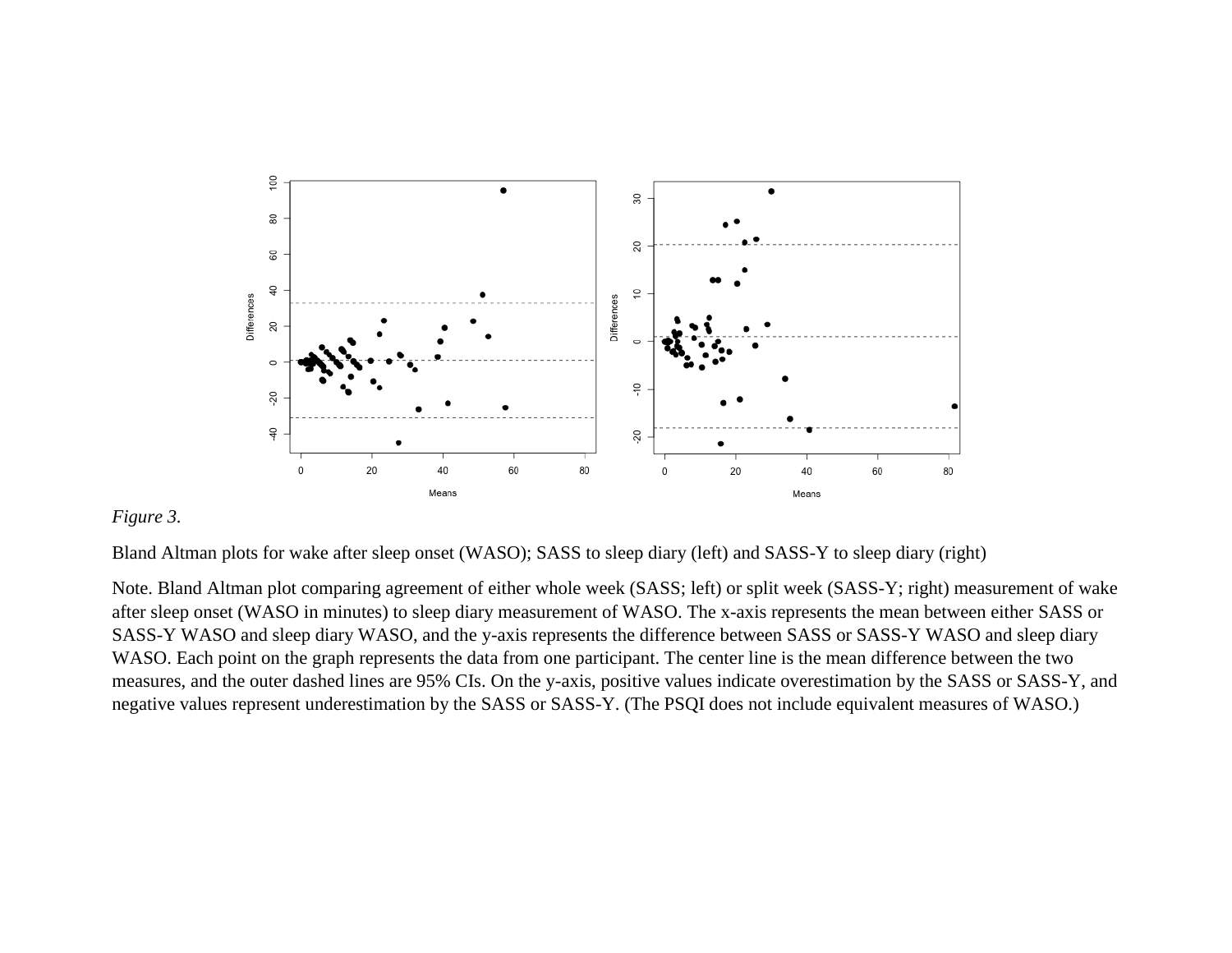*Figure 3.*

Bland Altman plots for wake after sleep onset (WASO); SASS to sleep diary (left) and SASS-Y to sleep diary (right)

Note. Bland Altman plot comparing agreement of either whole week (SASS; left) or split week (SASS-Y; right) measurement of wake after sleep onset (WASO in minutes) to sleep diary measurement of WASO. The x-axis represents the mean between either SASS or SASS-Y WASO and sleep diary WASO, and the y-axis represents the difference between SASS or SASS-Y WASO and sleep diary WASO. Each point on the graph represents the data from one participant. The center line is the mean difference between the two measures, and the outer dashed lines are 95% CIs. On the y-axis, positive values indicate overestimation by the SASS or SASS-Y, and negative values represent underestimation by the SASS or SASS-Y. (The PSQI does not include equivalent measures of WASO.)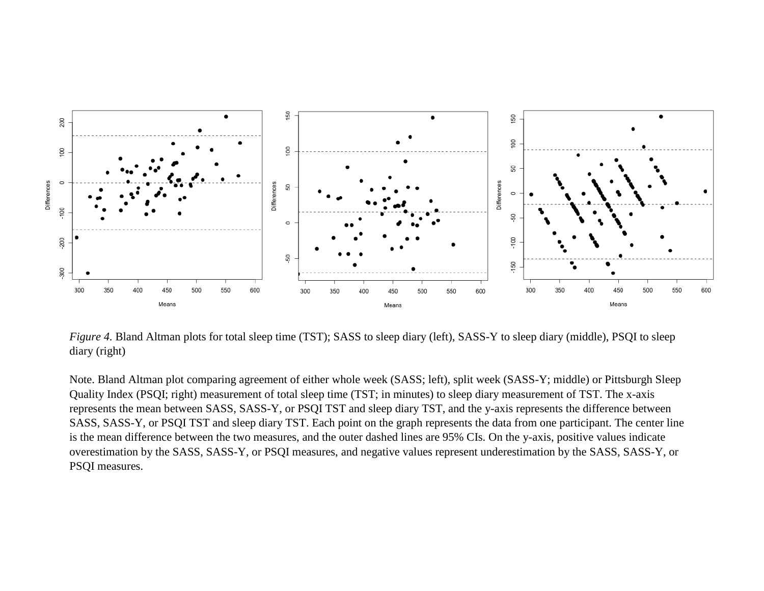*Figure 4.* Bland Altman plots for total sleep time (TST); SASS to sleep diary (left), SASS-Y to sleep diary (middle), PSQI to sleep diary (right)

Note. Bland Altman plot comparing agreement of either whole week (SASS; left), split week (SASS-Y; middle) or Pittsburgh Sleep Quality Index (PSQI; right) measurement of total sleep time (TST; in minutes) to sleep diary measurement of TST. The x-axis represents the mean between SASS, SASS-Y, or PSQI TST and sleep diary TST, and the y-axis represents the difference between SASS, SASS-Y, or PSQI TST and sleep diary TST. Each point on the graph represents the data from one participant. The center line is the mean difference between the two measures, and the outer dashed lines are 95% CIs. On the y-axis, positive values indicate overestimation by the SASS, SASS-Y, or PSQI measures, and negative values represent underestimation by the SASS, SASS-Y, or PSQI measures.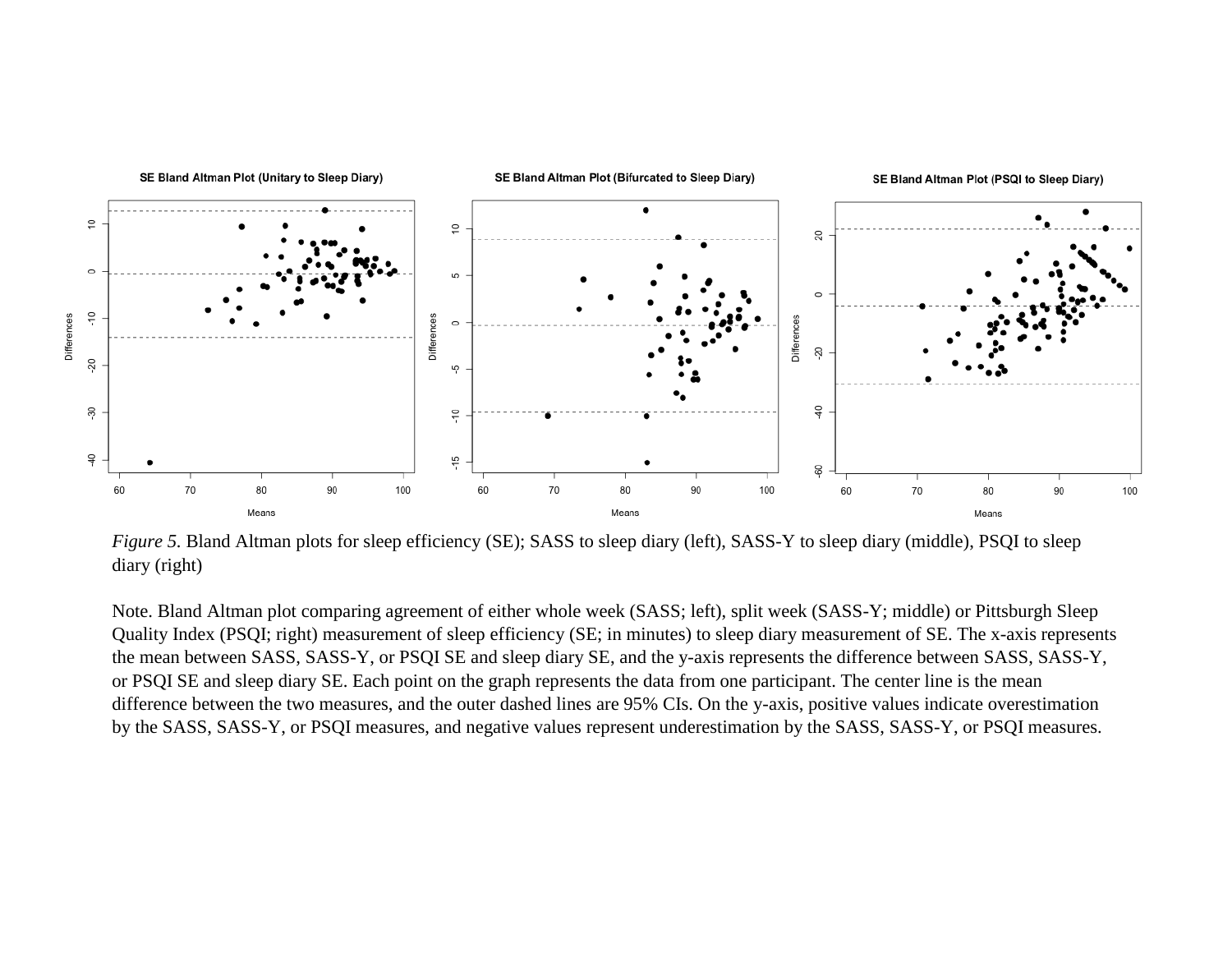*Figure 5.* Bland Altman plots for sleep efficiency (SE); SASS to sleep diary (left), SASS-Y to sleep diary (middle), PSQI to sleep diary (right)

Note. Bland Altman plot comparing agreement of either whole week (SASS; left), split week (SASS-Y; middle) or Pittsburgh Sleep Quality Index (PSQI; right) measurement of sleep efficiency (SE; in minutes) to sleep diary measurement of SE. The x-axis represents the mean between SASS, SASS-Y, or PSQI SE and sleep diary SE, and the y-axis represents the difference between SASS, SASS-Y, or PSQI SE and sleep diary SE. Each point on the graph represents the data from one participant. The center line is the mean difference between the two measures, and the outer dashed lines are 95% CIs. On the y-axis, positive values indicate overestimation by the SASS, SASS-Y, or PSQI measures, and negative values represent underestimation by the SASS, SASS-Y, or PSQI measures.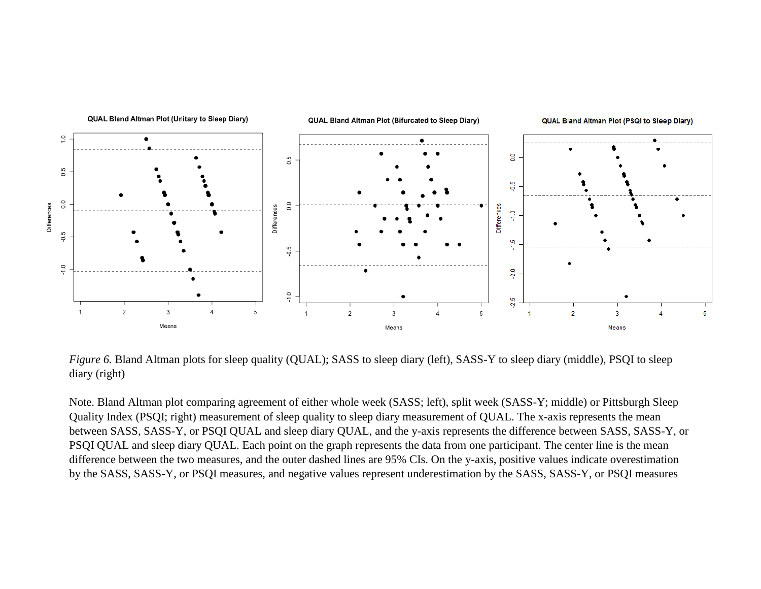*Figure 6.* Bland Altman plots for sleep quality (QUAL); SASS to sleep diary (left), SASS-Y to sleep diary (middle), PSQI to sleep diary (right)

Note. Bland Altman plot comparing agreement of either whole week (SASS; left), split week (SASS-Y; middle) or Pittsburgh Sleep Quality Index (PSQI; right) measurement of sleep quality to sleep diary measurement of QUAL. The x-axis represents the mean between SASS, SASS-Y, or PSQI QUAL and sleep diary QUAL, and the y-axis represents the difference between SASS, SASS-Y, or PSQI QUAL and sleep diary QUAL. Each point on the graph represents the data from one participant. The center line is the mean difference between the two measures, and the outer dashed lines are 95% CIs. On the y-axis, positive values indicate overestimation by the SASS, SASS-Y, or PSQI measures, and negative values represent underestimation by the SASS, SASS-Y, or PSQI measures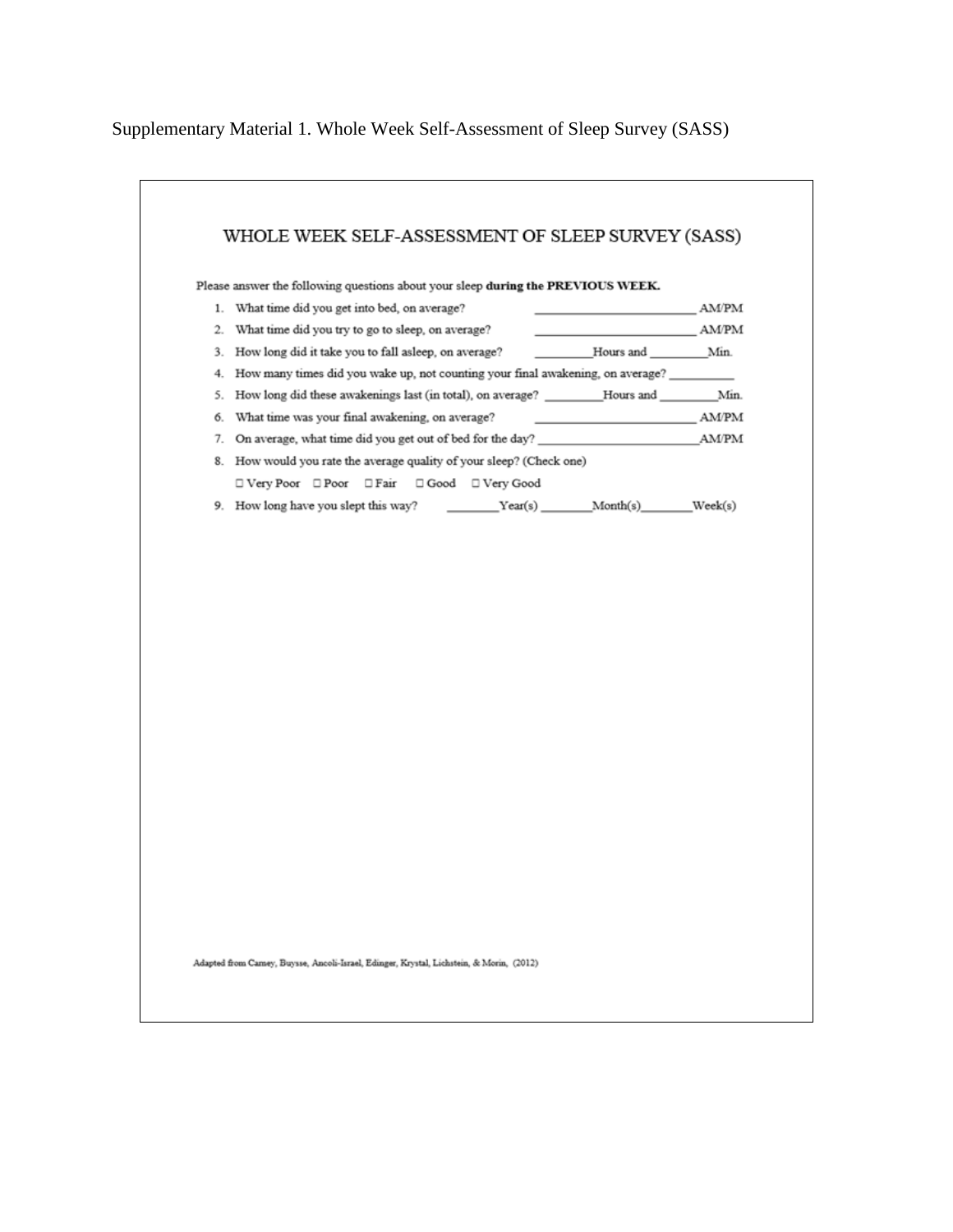Supplementary Material 1. Whole Week Self-Assessment of Sleep Survey (SASS)

## WHOLE WEEK SELF-ASSESSMENT OF SLEEP SURVEY (SASS)

Please answer the following questions about your sleep **during the PREVIOUS WEEK.**

1. What time did you get into bed, on average? ________________________ AM/PM
2. What time did you try to go to sleep, on average? ________________________ AM/PM
3. How long did it take you to fall asleep, on average? _________Hours and _________Min.
4. How many times did you wake up, not counting your final awakening, on average? __________
5. How long did these awakenings last (in total), on average? _________Hours and _________Min.
6. What time was your final awakening, on average? ________________________ AM/PM
7. On average, what time did you get out of bed for the day? ________________________AM/PM
8. How would you rate the average quality of your sleep? (Check one)

   ☐ Very Poor ☐ Poor ☐ Fair ☐ Good ☐ Very Good
9. How long have you slept this way? ________Year(s) ________Month(s)________Week(s)

Adapted from Carney, Buysse, Ancoli-Israel, Edinger, Krystal, Lichstein, & Morin, (2012)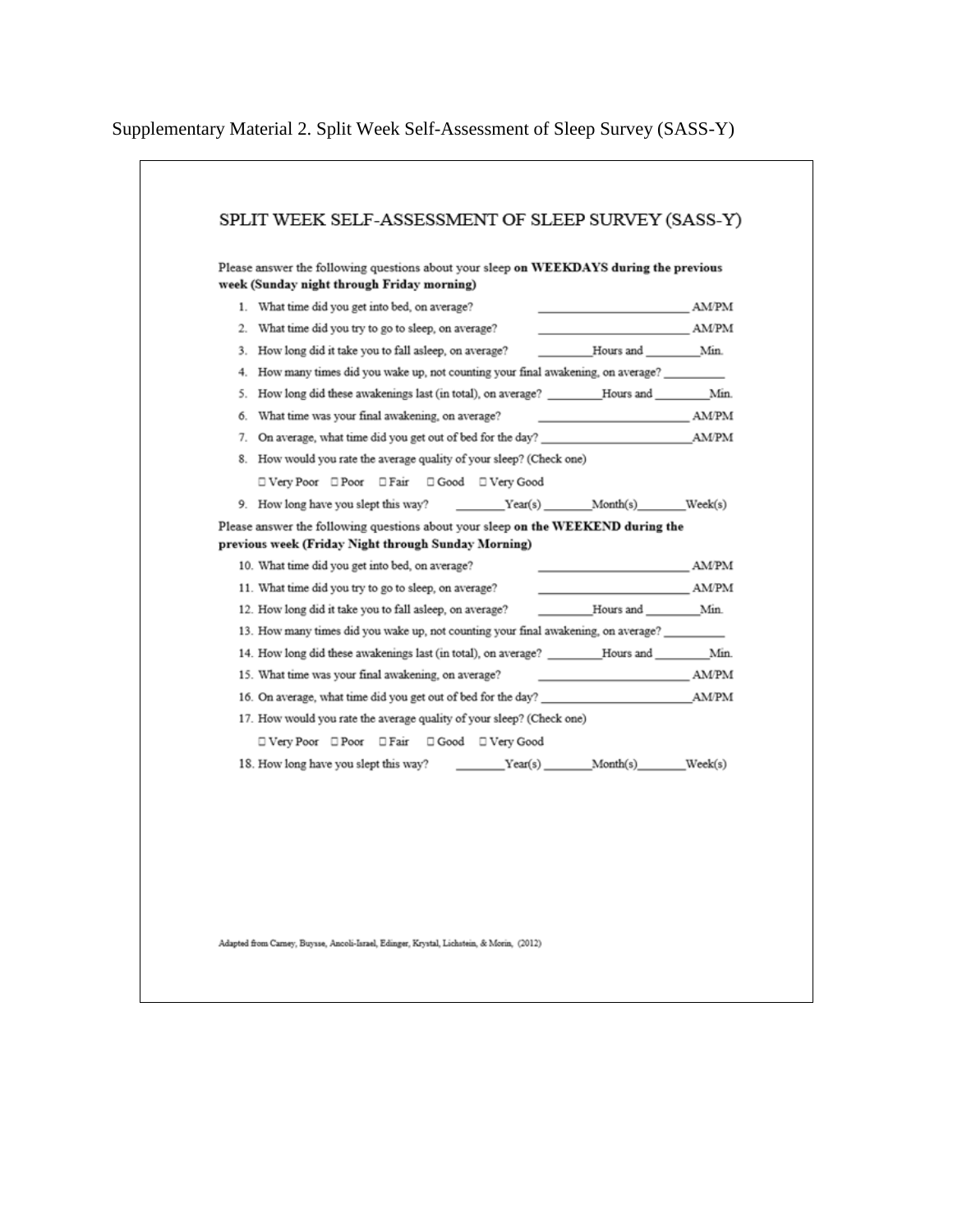Supplementary Material 2. Split Week Self-Assessment of Sleep Survey (SASS-Y)

# SPLIT WEEK SELF-ASSESSMENT OF SLEEP SURVEY (SASS-Y)

Please answer the following questions about your sleep **on WEEKDAYS during the previous week (Sunday night through Friday morning)**

1. What time did you get into bed, on average? ______________________ AM/PM
2. What time did you try to go to sleep, on average? ______________________ AM/PM
3. How long did it take you to fall asleep, on average? ________Hours and ________Min.
4. How many times did you wake up, not counting your final awakening, on average? _________
5. How long did these awakenings last (in total), on average? ________Hours and ________Min.
6. What time was your final awakening, on average? ______________________ AM/PM
7. On average, what time did you get out of bed for the day? ______________________AM/PM
8. How would you rate the average quality of your sleep? (Check one)

   ☐ Very Poor ☐ Poor ☐ Fair ☐ Good ☐ Very Good
9. How long have you slept this way? _______Year(s) _______Month(s)_______Week(s)

Please answer the following questions about your sleep **on the WEEKEND during the previous week (Friday Night through Sunday Morning)**

10. What time did you get into bed, on average? ______________________ AM/PM
11. What time did you try to go to sleep, on average? ______________________ AM/PM
12. How long did it take you to fall asleep, on average? ________Hours and ________Min.
13. How many times did you wake up, not counting your final awakening, on average? _________
14. How long did these awakenings last (in total), on average? ________Hours and ________Min.
15. What time was your final awakening, on average? ______________________ AM/PM
16. On average, what time did you get out of bed for the day? ______________________AM/PM
17. How would you rate the average quality of your sleep? (Check one)

    ☐ Very Poor ☐ Poor ☐ Fair ☐ Good ☐ Very Good
18. How long have you slept this way? _______Year(s) _______Month(s)_______Week(s)

Adapted from Carney, Buysse, Ancoli-Israel, Edinger, Krystal, Lichstein, & Morin, (2012)